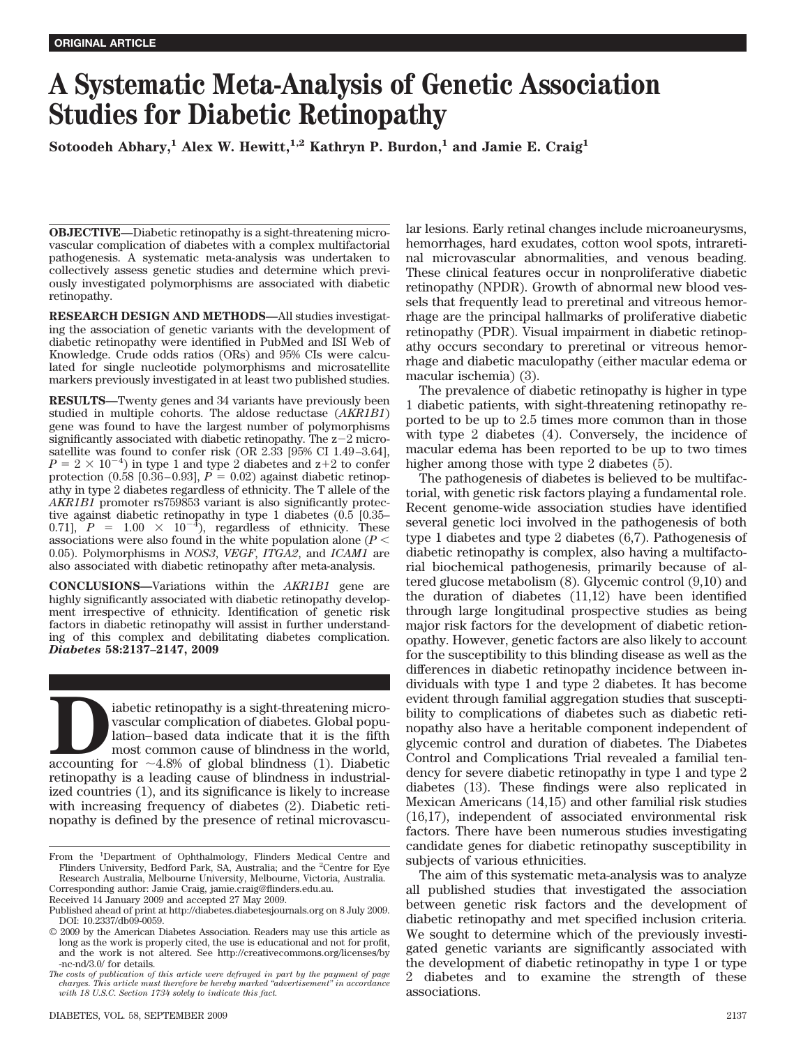**ORIGINAL ARTICLE**

# A Systematic Meta-Analysis of Genetic Association Studies for Diabetic Retinopathy

**Sotoodeh Abhary,[1] Alex W. Hewitt,[1,2] Kathryn P. Burdon,[1] and Jamie E. Craig[1]**

**OBJECTIVE**—Diabetic retinopathy is a sight-threatening microvascular complication of diabetes with a complex multifactorial pathogenesis. A systematic meta-analysis was undertaken to collectively assess genetic studies and determine which previously investigated polymorphisms are associated with diabetic retinopathy.

**RESEARCH DESIGN AND METHODS**—All studies investigating the association of genetic variants with the development of diabetic retinopathy were identified in PubMed and ISI Web of Knowledge. Crude odds ratios (ORs) and 95% CIs were calculated for single nucleotide polymorphisms and microsatellite markers previously investigated in at least two published studies.

**RESULTS**—Twenty genes and 34 variants have previously been studied in multiple cohorts. The aldose reductase (*AKR1B1*) gene was found to have the largest number of polymorphisms significantly associated with diabetic retinopathy. The z−2 microsatellite was found to confer risk (OR 2.33 [95% CI 1.49–3.64], $P = 2 \times 10^{-4}$) in type 1 and type 2 diabetes and z+2 to confer protection (0.58 [0.36–0.93], $P = 0.02$) against diabetic retinopathy in type 2 diabetes regardless of ethnicity. The T allele of the *AKR1B1* promoter rs759853 variant is also significantly protective against diabetic retinopathy in type 1 diabetes (0.5 [0.35–0.71], $P = 1.00 \times 10^{-4}$), regardless of ethnicity. These associations were also found in the white population alone ($P < 0.05$). Polymorphisms in *NOS3*, *VEGF*, *ITGA2*, and *ICAM1* are also associated with diabetic retinopathy after meta-analysis.

**CONCLUSIONS**—Variations within the *AKR1B1* gene are highly significantly associated with diabetic retinopathy development irrespective of ethnicity. Identification of genetic risk factors in diabetic retinopathy will assist in further understanding of this complex and debilitating diabetes complication. ***Diabetes* 58:2137–2147, 2009**

Diabetic retinopathy is a sight-threatening microvascular complication of diabetes. Global population–based data indicate that it is the fifth most common cause of blindness in the world, accounting for ~4.8% of global blindness (1). Diabetic retinopathy is a leading cause of blindness in industrialized countries (1), and its significance is likely to increase with increasing frequency of diabetes (2). Diabetic retinopathy is defined by the presence of retinal microvascular lesions. Early retinal changes include microaneurysms, hemorrhages, hard exudates, cotton wool spots, intraretinal microvascular abnormalities, and venous beading. These clinical features occur in nonproliferative diabetic retinopathy (NPDR). Growth of abnormal new blood vessels that frequently lead to preretinal and vitreous hemorrhage are the principal hallmarks of proliferative diabetic retinopathy (PDR). Visual impairment in diabetic retinopathy occurs secondary to preretinal or vitreous hemorrhage and diabetic maculopathy (either macular edema or macular ischemia) (3).

The prevalence of diabetic retinopathy is higher in type 1 diabetic patients, with sight-threatening retinopathy reported to be up to 2.5 times more common than in those with type 2 diabetes (4). Conversely, the incidence of macular edema has been reported to be up to two times higher among those with type 2 diabetes (5).

The pathogenesis of diabetes is believed to be multifactorial, with genetic risk factors playing a fundamental role. Recent genome-wide association studies have identified several genetic loci involved in the pathogenesis of both type 1 diabetes and type 2 diabetes (6,7). Pathogenesis of diabetic retinopathy is complex, also having a multifactorial biochemical pathogenesis, primarily because of altered glucose metabolism (8). Glycemic control (9,10) and the duration of diabetes (11,12) have been identified through large longitudinal prospective studies as being major risk factors for the development of diabetic retionopathy. However, genetic factors are also likely to account for the susceptibility to this blinding disease as well as the differences in diabetic retinopathy incidence between individuals with type 1 and type 2 diabetes. It has become evident through familial aggregation studies that susceptibility to complications of diabetes such as diabetic retinopathy also have a heritable component independent of glycemic control and duration of diabetes. The Diabetes Control and Complications Trial revealed a familial tendency for severe diabetic retinopathy in type 1 and type 2 diabetes (13). These findings were also replicated in Mexican Americans (14,15) and other familial risk studies (16,17), independent of associated environmental risk factors. There have been numerous studies investigating candidate genes for diabetic retinopathy susceptibility in subjects of various ethnicities.

The aim of this systematic meta-analysis was to analyze all published studies that investigated the association between genetic risk factors and the development of diabetic retinopathy and met specified inclusion criteria. We sought to determine which of the previously investigated genetic variants are significantly associated with the development of diabetic retinopathy in type 1 or type 2 diabetes and to examine the strength of these associations.

From the [1]Department of Ophthalmology, Flinders Medical Centre and Flinders University, Bedford Park, SA, Australia; and the [2]Centre for Eye Research Australia, Melbourne University, Melbourne, Victoria, Australia.
Corresponding author: Jamie Craig, jamie.craig@flinders.edu.au.
Received 14 January 2009 and accepted 27 May 2009.
Published ahead of print at http://diabetes.diabetesjournals.org on 8 July 2009. DOI: 10.2337/db09-0059.
© 2009 by the American Diabetes Association. Readers may use this article as long as the work is properly cited, the use is educational and not for profit, and the work is not altered. See http://creativecommons.org/licenses/by-nc-nd/3.0/ for details.
*The costs of publication of this article were defrayed in part by the payment of page charges. This article must therefore be hereby marked "advertisement" in accordance with 18 U.S.C. Section 1734 solely to indicate this fact.*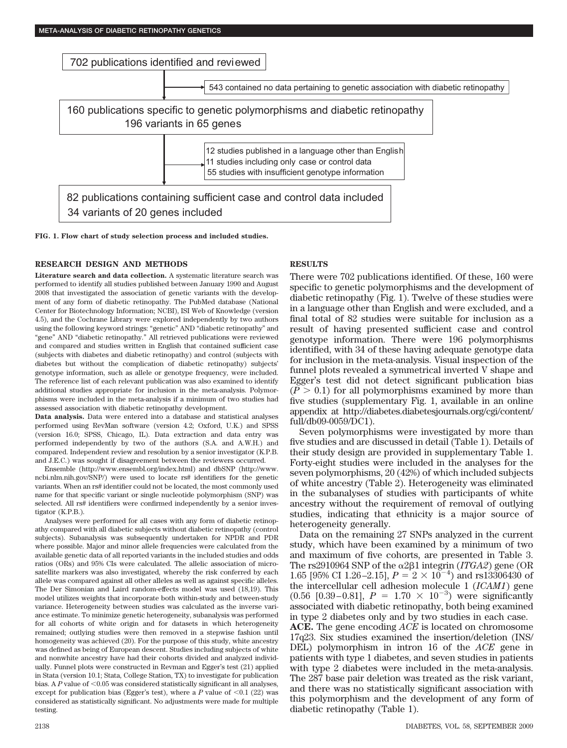702 publications identified and reviewed

543 contained no data pertaining to genetic association with diabetic retinopathy

160 publications specific to genetic polymorphisms and diabetic retinopathy
196 variants in 65 genes

12 studies published in a language other than English
11 studies including only case or control data
55 studies with insufficient genotype information

82 publications containing sufficient case and control data included
34 variants of 20 genes included

**FIG. 1. Flow chart of study selection process and included studies.**

## RESEARCH DESIGN AND METHODS

**Literature search and data collection.** A systematic literature search was performed to identify all studies published between January 1990 and August 2008 that investigated the association of genetic variants with the development of any form of diabetic retinopathy. The PubMed database (National Center for Biotechnology Information; NCBI), ISI Web of Knowledge (version 4.5), and the Cochrane Library were explored independently by two authors using the following keyword strings: "genetic" AND "diabetic retinopathy" and "gene" AND "diabetic retinopathy." All retrieved publications were reviewed and compared and studies written in English that contained sufficient case (subjects with diabetes and diabetic retinopathy) and control (subjects with diabetes but without the complication of diabetic retinopathy) subjects' genotype information, such as allele or genotype frequency, were included. The reference list of each relevant publication was also examined to identify additional studies appropriate for inclusion in the meta-analysis. Polymorphisms were included in the meta-analysis if a minimum of two studies had assessed association with diabetic retinopathy development.

**Data analysis.** Data were entered into a database and statistical analyses performed using RevMan software (version 4.2; Oxford, U.K.) and SPSS (version 16.0; SPSS, Chicago, IL). Data extraction and data entry was performed independently by two of the authors (S.A. and A.W.H.) and compared. Independent review and resolution by a senior investigator (K.P.B. and J.E.C.) was sought if disagreement between the reviewers occurred.

Ensemble (http://www.ensembl.org/index.html) and dbSNP (http://www.ncbi.nlm.nih.gov/SNP/) were used to locate rs# identifiers for the genetic variants. When an rs# identifier could not be located, the most commonly used name for that specific variant or single nucleotide polymorphism (SNP) was selected. All rs# identifiers were confirmed independently by a senior investigator (K.P.B.).

Analyses were performed for all cases with any form of diabetic retinopathy compared with all diabetic subjects without diabetic retinopathy (control subjects). Subanalysis was subsequently undertaken for NPDR and PDR where possible. Major and minor allele frequencies were calculated from the available genetic data of all reported variants in the included studies and odds ratios (ORs) and 95% CIs were calculated. The allelic association of microsatellite markers was also investigated, whereby the risk conferred by each allele was compared against all other alleles as well as against specific alleles. The Der Simonian and Laird random-effects model was used (18,19). This model utilizes weights that incorporate both within-study and between-study variance. Heterogeneity between studies was calculated as the inverse variance estimate. To minimize genetic heterogeneity, subanalysis was performed for all cohorts of white origin and for datasets in which heterogeneity remained; outlying studies were then removed in a stepwise fashion until homogeneity was achieved (20). For the purpose of this study, white ancestry was defined as being of European descent. Studies including subjects of white and nonwhite ancestry have had their cohorts divided and analyzed individually. Funnel plots were constructed in Revman and Egger's test (21) applied in Stata (version 10.1; Stata, College Station, TX) to investigate for publication bias. A $P$ value of $<0.05$ was considered statistically significant in all analyses, except for publication bias (Egger's test), where a $P$ value of $<0.1$ (22) was considered as statistically significant. No adjustments were made for multiple testing.

## RESULTS

There were 702 publications identified. Of these, 160 were specific to genetic polymorphisms and the development of diabetic retinopathy (Fig. 1). Twelve of these studies were in a language other than English and were excluded, and a final total of 82 studies were suitable for inclusion as a result of having presented sufficient case and control genotype information. There were 196 polymorphisms identified, with 34 of these having adequate genotype data for inclusion in the meta-analysis. Visual inspection of the funnel plots revealed a symmetrical inverted V shape and Egger's test did not detect significant publication bias ($P > 0.1$) for all polymorphisms examined by more than five studies (supplementary Fig. 1, available in an online appendix at http://diabetes.diabetesjournals.org/cgi/content/full/db09-0059/DC1).

Seven polymorphisms were investigated by more than five studies and are discussed in detail (Table 1). Details of their study design are provided in supplementary Table 1. Forty-eight studies were included in the analyses for the seven polymorphisms, 20 (42%) of which included subjects of white ancestry (Table 2). Heterogeneity was eliminated in the subanalyses of studies with participants of white ancestry without the requirement of removal of outlying studies, indicating that ethnicity is a major source of heterogeneity generally.

Data on the remaining 27 SNPs analyzed in the current study, which have been examined by a minimum of two and maximum of five cohorts, are presented in Table 3. The rs2910964 SNP of the α2β1 integrin (*ITGA2*) gene (OR 1.65 [95% CI 1.26–2.15], $P = 2 \times 10^{-4}$) and rs13306430 of the intercellular cell adhesion molecule 1 (*ICAM1*) gene (0.56 [0.39–0.81], $P = 1.70 \times 10^{-3}$) were significantly associated with diabetic retinopathy, both being examined in type 2 diabetes only and by two studies in each case.

**ACE.** The gene encoding *ACE* is located on chromosome 17q23. Six studies examined the insertion/deletion (INS/DEL) polymorphism in intron 16 of the *ACE* gene in patients with type 1 diabetes, and seven studies in patients with type 2 diabetes were included in the meta-analysis. The 287 base pair deletion was treated as the risk variant, and there was no statistically significant association with this polymorphism and the development of any form of diabetic retinopathy (Table 1).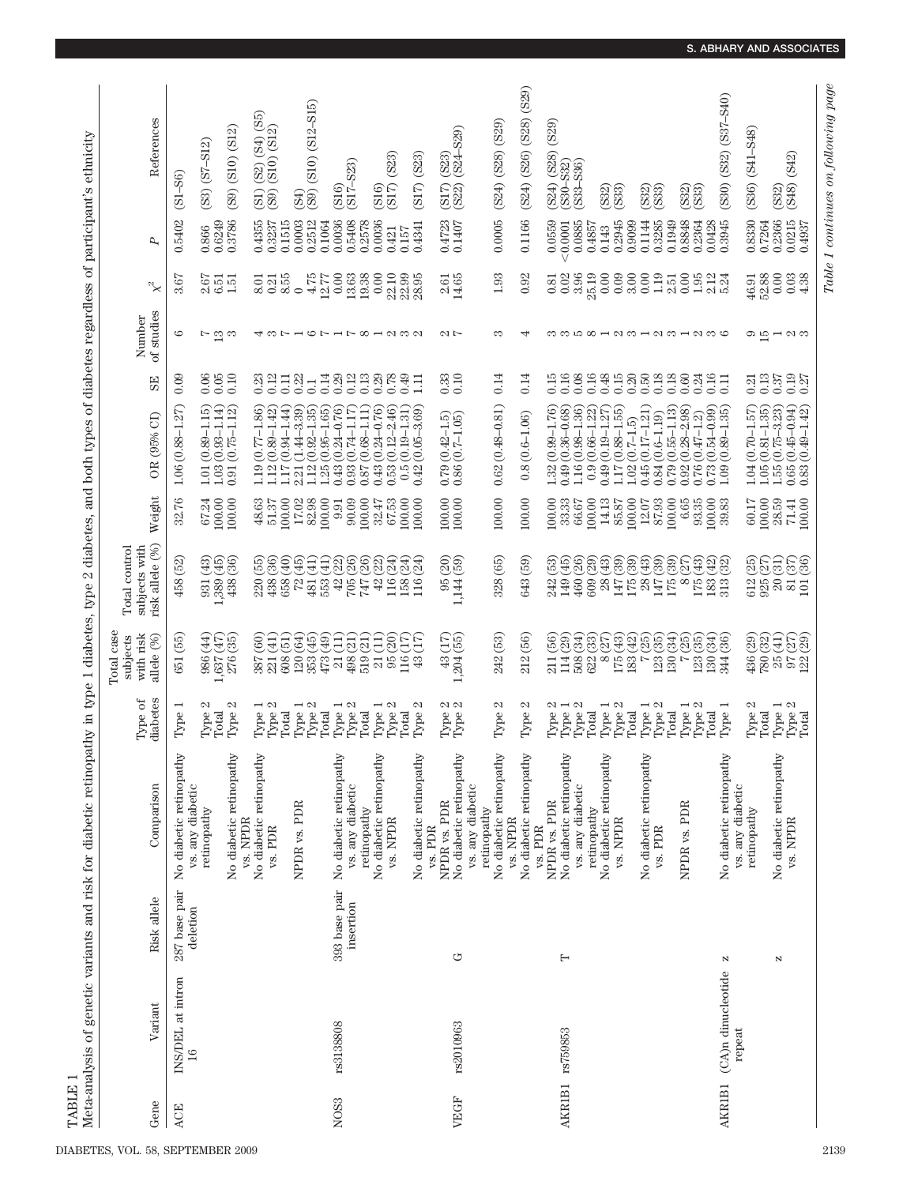TABLE 1

Meta-analysis of genetic variants and risk for diabetic retinopathy in type 1 diabetes, type 2 diabetes, and both types of diabetes regardless of participant's ethnicity

| Gene | Variant | Risk allele | Comparison | Type of diabetes | Total case subjects with risk allele (%) | Total control subjects with risk allele (%) | Weight | OR (95% CI) | SE | Number of studies | $\chi^2$ | P | References |
|---|---|---|---|---|---|---|---|---|---|---|---|---|---|
| ACE | INS/DEL at intron 16 | 287 base pair deletion | No diabetic retinopathy vs. any diabetic retinopathy | Type 1 | 651 (55) | 458 (52) | 32.76 | 1.06 (0.88–1.27) | 0.09 | 6 | 3.67 | 0.5402 | (S1–S6) |
| | | | | Type 2 | 986 (44) | 931 (43) | 67.24 | 1.01 (0.89–1.15) | 0.06 | 7 | 2.67 | 0.866 | (S3) (S7–S12) |
| | | | | Total | 1,637 (47) | 1,389 (45) | 100.00 | 1.03 (0.93–1.14) | 0.05 | 13 | 6.51 | 0.6249 | |
| | | | No diabetic retinopathy vs. NPDR | Type 2 | 276 (35) | 438 (36) | 100.00 | 0.91 (0.75–1.12) | 0.10 | 3 | 1.51 | 0.3786 | (S9) (S10) (S12) |
| | | | No diabetic retinopathy vs. PDR | Type 1 | 387 (60) | 220 (55) | 48.63 | 1.19 (0.77–1.86) | 0.23 | 4 | 8.01 | 0.4355 | (S1) (S2) (S4) (S5) |
| | | | | Type 2 | 221 (41) | 438 (36) | 51.37 | 1.12 (0.89–1.42) | 0.12 | 3 | 0.21 | 0.3237 | (S9) (S10) (S12) |
| | | | | Total | 608 (51) | 658 (40) | 100.00 | 1.17 (0.94–1.44) | 0.11 | 7 | 8.55 | 0.1515 | |
| | | | NPDR vs. PDR | Type 1 | 120 (64) | 72 (45) | 17.02 | 2.21 (1.44–3.39) | 0.22 | 1 | 0 | 0.0003 | (S4) |
| | | | | Type 2 | 353 (45) | 481 (41) | 82.98 | 1.12 (0.92–1.35) | 0.1 | 6 | 4.75 | 0.2512 | (S9) (S10) (S12–S15) |
| | | | | Total | 473 (49) | 553 (41) | 100.00 | 1.25 (0.95–1.65) | 0.14 | 7 | 12.77 | 0.1064 | |
| NOS3 | rs3138808 | 393 base pair insertion | No diabetic retinopathy vs. any diabetic retinopathy | Type 1 | 21 (11) | 42 (22) | 9.91 | 0.43 (0.24–0.76) | 0.29 | 1 | 0.00 | 0.0036 | (S16) |
| | | | | Type 2 | 498 (21) | 705 (26) | 90.09 | 0.93 (0.74–1.17) | 0.12 | 7 | 13.63 | 0.5408 | (S17–S23) |
| | | | | Total | 519 (21) | 747 (26) | 100.00 | 0.87 (0.68–1.11) | 0.13 | 8 | 19.38 | 0.2578 | |
| | | | No diabetic retinopathy vs. NPDR | Type 1 | 21 (11) | 42 (22) | 32.47 | 0.43 (0.24–0.76) | 0.29 | 1 | 0.00 | 0.0036 | (S16) |
| | | | | Type 2 | 95 (20) | 116 (24) | 67.53 | 0.53 (0.12–2.46) | 0.78 | 2 | 22.10 | 0.421 | (S17) (S23) |
| | | | | Total | 116 (17) | 158 (24) | 100.00 | 0.5 (0.19–1.31) | 0.49 | 3 | 22.99 | 0.157 | |
| | | | No diabetic retinopathy vs. PDR | Type 2 | 43 (17) | 116 (24) | 100.00 | 0.42 (0.05–3.69) | 1.11 | 2 | 28.95 | 0.4341 | (S17) (S23) |
| | | | NPDR vs. PDR | Type 2 | 43 (17) | 95 (20) | 100.00 | 0.79 (0.42–1.5) | 0.33 | 2 | 2.61 | 0.4723 | (S17) (S23) |
| VEGF | rs2010963 | G | No diabetic retinopathy vs. any diabetic retinopathy | Type 2 | 1,204 (55) | 1,144 (59) | 100.00 | 0.86 (0.7–1.05) | 0.10 | 7 | 14.65 | 0.1407 | (S22) (S24–S29) |
| | | | No diabetic retinopathy vs. NPDR | Type 2 | 242 (53) | 328 (65) | 100.00 | 0.62 (0.48–0.81) | 0.14 | 3 | 1.93 | 0.0005 | (S24) (S28) (S29) |
| | | | No diabetic retinopathy vs. PDR | Type 2 | 212 (56) | 643 (59) | 100.00 | 0.8 (0.6–1.06) | 0.14 | 4 | 0.92 | 0.1166 | (S24) (S26) (S28) (S29) |
| | | | NPDR vs. PDR | Type 2 | 211 (56) | 242 (53) | 100.00 | 1.32 (0.99–1.76) | 0.15 | 3 | 0.81 | 0.0559 | (S24) (S28) (S29) |
| AKRIB1 | rs759853 | T | No diabetic retinopathy vs. any diabetic retinopathy | Type 1 | 114 (29) | 149 (45) | 33.33 | 0.49 (0.36–0.68) | 0.16 | 3 | 0.02 | <0.0001 | (S30–S32) |
| | | | | Type 2 | 508 (34) | 460 (26) | 66.67 | 1.16 (0.98–1.36) | 0.08 | 5 | 3.96 | 0.0885 | (S33–S36) |
| | | | | Total | 622 (33) | 609 (29) | 100.00 | 0.9 (0.66–1.22) | 0.16 | 8 | 25.19 | 0.4857 | |
| | | | No diabetic retinopathy vs. NPDR | Type 1 | 8 (27) | 28 (43) | 14.13 | 0.49 (0.19–1.27) | 0.48 | 1 | 0.00 | 0.143 | (S32) |
| | | | | Type 2 | 175 (43) | 147 (39) | 85.87 | 1.17 (0.88–1.55) | 0.15 | 2 | 0.09 | 0.2945 | (S33) |
| | | | | Total | 183 (42) | 175 (39) | 100.00 | 1.02 (0.7–1.5) | 0.20 | 3 | 3.00 | 0.9099 | |
| | | | No diabetic retinopathy vs. PDR | Type 1 | 7 (25) | 28 (43) | 12.07 | 0.45 (0.17–1.21) | 0.50 | 1 | 0.00 | 0.1144 | (S32) |
| | | | | Type 2 | 123 (35) | 147 (39) | 87.93 | 0.84 (0.6–1.19) | 0.18 | 2 | 1.19 | 0.3285 | (S33) |
| | | | | Total | 130 (34) | 175 (39) | 100.00 | 0.79 (0.55–1.13) | 0.18 | 3 | 2.51 | 0.1949 | |
| | | | NPDR vs. PDR | Type 1 | 7 (25) | 8 (27) | 6.65 | 0.92 (0.28–2.98) | 0.60 | 1 | 0.00 | 0.8848 | (S32) |
| | | | | Type 2 | 123 (35) | 175 (43) | 93.35 | 0.76 (0.47–1.2) | 0.24 | 2 | 1.95 | 0.2364 | (S33) |
| | | | | Total | 130 (34) | 183 (42) | 100.00 | 0.73 (0.54–0.99) | 0.16 | 3 | 2.12 | 0.0428 | |
| AKRIB1 | (CA)n dinucleotide repeat | z | No diabetic retinopathy vs. any diabetic retinopathy | Type 1 | 344 (36) | 313 (32) | 39.83 | 1.09 (0.89–1.35) | 0.11 | 6 | 5.24 | 0.3945 | (S30) (S32) (S37–S40) |
| | | | | Type 2 | 436 (29) | 612 (25) | 60.17 | 1.04 (0.70–1.57) | 0.21 | 9 | 46.91 | 0.8330 | (S36) (S41–S48) |
| | | | | Total | 780 (32) | 925 (27) | 100.00 | 1.05 (0.81–1.35) | 0.13 | 15 | 52.88 | 0.7264 | |
| | | z | No diabetic retinopathy vs. NPDR | Type 1 | 25 (41) | 20 (31) | 28.59 | 1.55 (0.75–3.23) | 0.37 | 1 | 0.00 | 0.2366 | (S32) |
| | | | | Type 2 | 97 (27) | 81 (37) | 71.41 | 0.65 (0.45–0.94) | 0.19 | 2 | 0.03 | 0.0215 | (S48) (S42) |
| | | | | Total | 122 (29) | 101 (36) | 100.00 | 0.83 (0.49–1.42) | 0.27 | 3 | 4.38 | 0.4937 | |

*Table 1 continues on following page*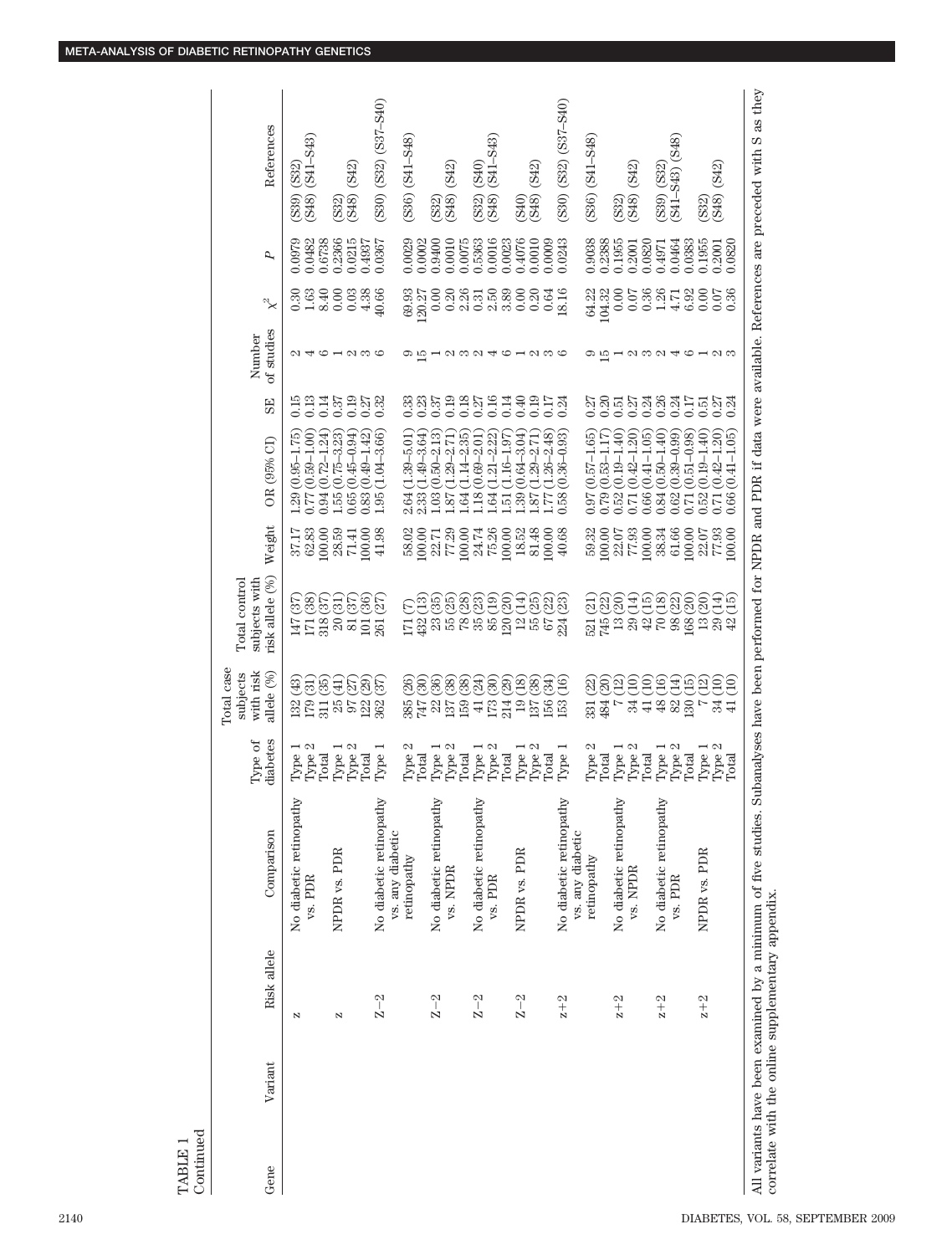TABLE 1
Continued

| Gene | Variant | Risk allele | Comparison | Type of diabetes | Total case subjects with risk allele (%) | Total control subjects with risk allele (%) | Weight | OR (95% CI) | SE | Number of studies | $\chi^2$ | P | References |
|---|---|---|---|---|---|---|---|---|---|---|---|---|---|
| | | z | No diabetic retinopathy vs. PDR | Type 1 | 132 (43) | 147 (37) | 37.17 | 1.29 (0.95–1.75) | 0.15 | 2 | 0.30 | 0.0979 | (S39) (S32) |
| | | | | Type 2 | 179 (31) | 171 (38) | 62.83 | 0.77 (0.59–1.00) | 0.13 | 4 | 1.63 | 0.0482 | (S48) (S41–S43) |
| | | | | Total | 311 (35) | 318 (37) | 100.00 | 0.94 (0.72–1.24) | 0.14 | 6 | 8.40 | 0.6738 | |
| | | z | NPDR vs. PDR | Type 1 | 25 (41) | 20 (31) | 28.59 | 1.55 (0.75–3.23) | 0.37 | 1 | 0.00 | 0.2366 | (S32) |
| | | | | Type 2 | 97 (27) | 81 (37) | 71.41 | 0.65 (0.45–0.94) | 0.19 | 2 | 0.03 | 0.0215 | (S48) (S42) |
| | | | | Total | 122 (29) | 101 (36) | 100.00 | 0.83 (0.49–1.42) | 0.27 | 3 | 4.38 | 0.4937 | |
| | | Z−2 | No diabetic retinopathy vs. any diabetic retinopathy | Type 1 | 362 (37) | 261 (27) | 41.98 | 1.95 (1.04–3.66) | 0.32 | 6 | 40.66 | 0.0367 | (S30) (S32) (S37–S40) |
| | | | | Type 2 | 385 (26) | 171 (7) | 58.02 | 2.64 (1.39–5.01) | 0.33 | 9 | 69.93 | 0.0029 | (S36) (S41–S48) |
| | | | | Total | 747 (30) | 432 (13) | 100.00 | 2.33 (1.49–3.64) | 0.23 | 15 | 120.27 | 0.0002 | |
| | | Z−2 | No diabetic retinopathy vs. NPDR | Type 1 | 22 (36) | 23 (35) | 22.71 | 1.03 (0.50–2.13) | 0.37 | 1 | 0.00 | 0.9400 | (S32) |
| | | | | Type 2 | 137 (38) | 55 (25) | 77.29 | 1.87 (1.29–2.71) | 0.19 | 2 | 0.20 | 0.0010 | (S48) (S42) |
| | | | | Total | 159 (38) | 78 (28) | 100.00 | 1.64 (1.14–2.35) | 0.18 | 3 | 2.26 | 0.0075 | |
| | | Z−2 | No diabetic retinopathy vs. PDR | Type 1 | 41 (24) | 35 (23) | 24.74 | 1.18 (0.69–2.01) | 0.27 | 2 | 0.31 | 0.5363 | (S32) (S40) |
| | | | | Type 2 | 173 (30) | 85 (19) | 75.26 | 1.64 (1.21–2.22) | 0.16 | 4 | 2.50 | 0.0016 | (S48) (S41–S43) |
| | | | | Total | 214 (29) | 120 (20) | 100.00 | 1.51 (1.16–1.97) | 0.14 | 6 | 3.89 | 0.0023 | |
| | | Z−2 | NPDR vs. PDR | Type 1 | 19 (18) | 12 (14) | 18.52 | 1.39 (0.64–3.04) | 0.40 | 1 | 0.00 | 0.4076 | (S40) |
| | | | | Type 2 | 137 (38) | 55 (25) | 81.48 | 1.87 (1.29–2.71) | 0.19 | 2 | 0.20 | 0.0010 | (S48) (S42) |
| | | | | Total | 156 (34) | 67 (22) | 100.00 | 1.77 (1.26–2.48) | 0.17 | 3 | 0.64 | 0.0009 | |
| | | z+2 | No diabetic retinopathy vs. any diabetic retinopathy | Type 1 | 153 (16) | 224 (23) | 40.68 | 0.58 (0.36–0.93) | 0.24 | 6 | 18.16 | 0.0243 | (S30) (S32) (S37–S40) |
| | | | | Type 2 | 331 (22) | 521 (21) | 59.32 | 0.97 (0.57–1.65) | 0.27 | 9 | 64.22 | 0.9038 | (S36) (S41–S48) |
| | | | | Total | 484 (20) | 745 (22) | 100.00 | 0.79 (0.53–1.17) | 0.20 | 15 | 104.32 | 0.2388 | |
| | | z+2 | No diabetic retinopathy vs. NPDR | Type 1 | 7 (12) | 13 (20) | 22.07 | 0.52 (0.19–1.40) | 0.51 | 1 | 0.00 | 0.1955 | (S32) |
| | | | | Type 2 | 34 (10) | 29 (14) | 77.93 | 0.71 (0.42–1.20) | 0.27 | 2 | 0.07 | 0.2001 | (S48) (S42) |
| | | | | Total | 41 (10) | 42 (15) | 100.00 | 0.66 (0.41–1.05) | 0.24 | 3 | 0.36 | 0.0820 | |
| | | z+2 | No diabetic retinopathy vs. PDR | Type 1 | 48 (16) | 70 (18) | 38.34 | 0.84 (0.50–1.40) | 0.26 | 2 | 1.26 | 0.4971 | (S39) (S32) |
| | | | | Type 2 | 82 (14) | 98 (22) | 61.66 | 0.62 (0.39–0.99) | 0.24 | 4 | 4.71 | 0.0464 | (S41–S43) (S48) |
| | | | | Total | 130 (15) | 168 (20) | 100.00 | 0.71 (0.51–0.98) | 0.17 | 6 | 6.92 | 0.0383 | |
| | | z+2 | NPDR vs. PDR | Type 1 | 7 (12) | 13 (20) | 22.07 | 0.52 (0.19–1.40) | 0.51 | 1 | 0.00 | 0.1955 | (S32) |
| | | | | Type 2 | 34 (10) | 29 (14) | 77.93 | 0.71 (0.42–1.20) | 0.27 | 2 | 0.07 | 0.2001 | (S48) (S42) |
| | | | | Total | 41 (10) | 42 (15) | 100.00 | 0.66 (0.41–1.05) | 0.24 | 3 | 0.36 | 0.0820 | |

All variants have been examined by a minimum of five studies. Subanalyses have been performed for NPDR and PDR if data were available. References are preceded with S as they correlate with the online supplementary appendix.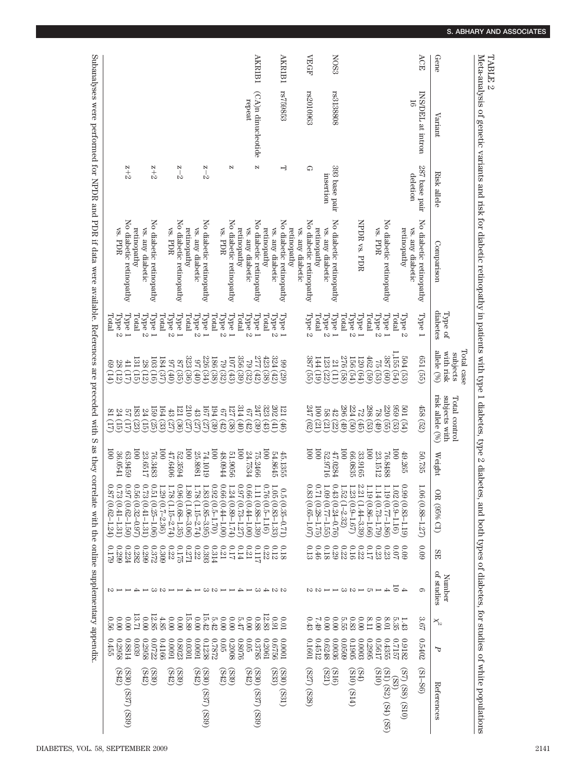TABLE 2

Meta-analysis of genetic variants and risk for diabetic retinopathy in patients with type 1 diabetes, type 2 diabetes, and both types of diabetes, for studies of white populations

| Gene | Variant | Risk allele | Comparison | Type of diabetes | Total case subjects with risk allele (%) | Total control subjects with risk allele (%) | Weight | OR (95% CI) | SE | Number of studies | $\chi^2$ | P | References |
|---|---|---|---|---|---|---|---|---|---|---|---|---|---|
| ACE | INS/DEL at intron 16 | 287 base pair deletion | No diabetic retinopathy vs. any diabetic retinopathy | Type 1 | 651 (55) | 458 (52) | 50.735 | 1.06 (0.88–1.27) | 0.09 | 6 | 3.67 | 0.5402 | (S1–S6) |
| | | | | Type 2 | 504 (53) | 501 (54) | 49.265 | 0.99 (0.83–1.19) | 0.09 | 4 | 1.43 | 0.9182 | (S7) (S8) (S10) |
| | | | | Total | 1,155 (54) | 959 (53) | 100 | 1.02 (0.9–1.16) | 0.07 | 10 | 5.35 | 0.7157 | (S3) |
| | | | No diabetic retinopathy vs. PDR | Type 1 | 387 (60) | 220 (55) | 76.8488 | 1.19 (0.77–1.86) | 0.23 | 4 | 8.01 | 0.4355 | (S1) (S2) (S4) (S5) |
| | | | | Type 2 | 75 (53) | 78 (49) | 23.1512 | 1.14 (0.73–1.79) | 0.23 | 1 | 0.00 | 0.5617 | (S10) |
| | | | | Total | 462 (59) | 298 (53) | 100 | 1.19 (0.86–1.66) | 0.17 | 5 | 8.11 | 0.2995 | |
| | | | NPDR vs. PDR | Type 1 | 120 (64) | 72 (45) | 33.9165 | 2.21 (1.44–3.39) | 0.22 | 1 | 0.00 | 0.0003 | (S4) |
| | | | | Type 2 | 156 (54) | 224 (50) | 66.0835 | 1.23 (0.9–1.67) | 0.16 | 2 | 0.83 | 0.1905 | (S10) (S14) |
| | | | | Total | 276 (58) | 296 (49) | 100 | 1.52 (1–2.32) | 0.22 | 3 | 5.55 | 0.0509 | |
| NOS3 | rs3138808 | 393 base pair insertion | No diabetic retinopathy vs. any diabetic retinopathy | Type 1 | 21 (11) | 42 (22) | 47.0284 | 0.43 (0.24–0.76) | 0.29 | 1 | 0.00 | 0.0036 | (S16) |
| | | | | Type 2 | 123 (22) | 58 (21) | 52.9716 | 1.09 (0.77–1.55) | 0.18 | 1 | 0.00 | 0.6248 | (S21) |
| | | | | Total | 144 (19) | 100 (21) | 100 | 0.71 (0.28–1.75) | 0.46 | 2 | 7.49 | 0.4512 | |
| VEGF | rs2010963 | G | No diabetic retinopathy vs. any diabetic retinopathy | Type 2 | 387 (55) | 247 (62) | 100 | 0.83 (0.65–1.07) | 0.13 | 2 | 0.43 | 0.1601 | (S27) (S28) |
| AKR1B1 | rs759853 | T | No diabetic retinopathy vs. any diabetic retinopathy | Type 1 | 99 (29) | 121 (46) | 45.1355 | 0.5 (0.35–0.71) | 0.18 | 2 | 0.01 | 0.0001 | (S30) (S31) |
| | | | | Type 2 | 324 (42) | 202 (41) | 54.8645 | 1.05 (0.83–1.33) | 0.12 | 2 | 0.91 | 0.6756 | (S33) |
| | | | | Total | 423 (38) | 323 (43) | 100 | 0.76 (0.5–1.16) | 0.22 | 4 | 12.83 | 0.2061 | |
| AKR1B1 | (CA)n dinucleotide repeat | z | No diabetic retinopathy vs. any diabetic retinopathy | Type 1 | 277 (42) | 247 (39) | 75.2466 | 1.11 (0.88–1.39) | 0.117 | 3 | 0.88 | 0.3785 | (S30) (S37) (S39) |
| | | | | Type 2 | 79 (32) | 67 (42) | 24.7534 | 0.66 (0.44–1.00) | 0.21 | 1 | 0.00 | 0.05 | (S42) |
| | | | | Total | 356 (39) | 314 (40) | 100 | 0.97 (0.73–1.27) | 0.14 | 4 | 5.47 | 0.8076 | |
| | | z | No diabetic retinopathy vs. PDR | Type 1 | 107 (43) | 127 (38) | 51.9056 | 1.24 (0.89–1.74) | 0.17 | 1 | 0.00 | 0.2008 | (S39) |
| | | | | Type 2 | 79 (32) | 67 (42) | 48.0944 | 0.66 (0.44–1.00) | 0.21 | 1 | 0.00 | 0.05 | (S42) |
| | | | | Total | 186 (38) | 194 (39) | 100 | 0.92 (0.5–1.70) | 0.314 | 2 | 5.42 | 0.7872 | |
| | | z–2 | No diabetic retinopathy vs. any diabetic retinopathy | Type 1 | 226 (34) | 167 (27) | 74.1019 | 1.83 (0.85–3.95) | 0.393 | 3 | 15.42 | 0.1238 | (S30) (S37) (S39) |
| | | | | Type 2 | 97 (40) | 43 (27) | 25.8981 | 1.78 (1.15–2.74) | 0.22 | 1 | 0.00 | 0.0091 | (S42) |
| | | | | Total | 323 (36) | 210 (27) | 100 | 1.80 (1.06–3.06) | 0.271 | 4 | 15.89 | 0.0301 | |
| | | z–2 | No diabetic retinopathy vs. PDR | Type 1 | 87 (35) | 121 (36) | 52.3594 | 0.96 (0.68–1.35) | 0.175 | 1 | 0.00 | 0.8023 | (S39) |
| | | | | Type 2 | 97 (40) | 43 (27) | 47.6406 | 1.78 (1.15–2.74) | 0.22 | 1 | 0.00 | 0.0091 | (S42) |
| | | | | Total | 184 (37) | 164 (33) | 100 | 1.29 (0.7–2.36) | 0.309 | 2 | 4.85 | 0.4166 | |
| | | z+2 | No diabetic retinopathy vs. any diabetic retinopathy | Type 1 | 103 (16) | 159 (25) | 76.3483 | 0.51 (0.25–1.06) | 0.372 | 3 | 12.85 | 0.0722 | (S39) |
| | | | | Type 2 | 28 (12) | 24 (15) | 23.6517 | 0.73 (0.41–1.31) | 0.299 | 1 | 0.00 | 0.2958 | (S42) |
| | | | | Total | 131 (15) | 183 (23) | 100 | 0.56 (0.32–0.97) | 0.282 | 4 | 13.71 | 0.039 | |
| | | z+2 | No diabetic retinopathy vs. PDR | Type 1 | 41 (17) | 57 (17) | 63.9459 | 0.97 (0.62–1.50) | 0.224 | 1 | 0.00 | 0.8814 | (S30) (S37) (S39) |
| | | | | Type 2 | 28 (12) | 24 (15) | 36.0541 | 0.73 (0.41–1.31) | 0.299 | 1 | 0.00 | 0.2958 | (S42) |
| | | | | Total | 69 (14) | 81 (17) | 100 | 0.87 (0.62–1.24) | 0.179 | 2 | 0.56 | 0.455 | |

Subanalyses were performed for NPDR and PDR if data were available. References are preceded with S as they correlate with the online supplementary appendix.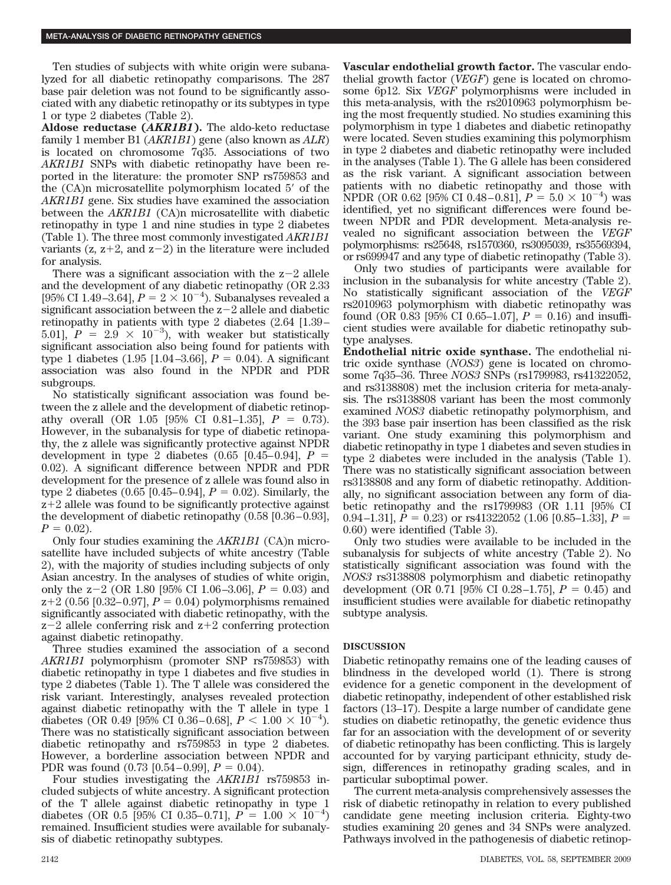Ten studies of subjects with white origin were subanalyzed for all diabetic retinopathy comparisons. The 287 base pair deletion was not found to be significantly associated with any diabetic retinopathy or its subtypes in type 1 or type 2 diabetes (Table 2).

**Aldose reductase (*AKR1B1*).** The aldo-keto reductase family 1 member B1 (*AKR1B1*) gene (also known as *ALR*) is located on chromosome 7q35. Associations of two *AKR1B1* SNPs with diabetic retinopathy have been reported in the literature: the promoter SNP rs759853 and the (CA)n microsatellite polymorphism located 5′ of the *AKR1B1* gene. Six studies have examined the association between the *AKR1B1* (CA)n microsatellite with diabetic retinopathy in type 1 and nine studies in type 2 diabetes (Table 1). The three most commonly investigated *AKR1B1* variants (z, z+2, and z−2) in the literature were included for analysis.

There was a significant association with the z−2 allele and the development of any diabetic retinopathy (OR 2.33 [95% CI 1.49–3.64], $P = 2 \times 10^{-4}$). Subanalyses revealed a significant association between the z−2 allele and diabetic retinopathy in patients with type 2 diabetes (2.64 [1.39–5.01], $P = 2.9 \times 10^{-3}$), with weaker but statistically significant association also being found for patients with type 1 diabetes (1.95 [1.04–3.66], $P = 0.04$). A significant association was also found in the NPDR and PDR subgroups.

No statistically significant association was found between the z allele and the development of diabetic retinopathy overall (OR 1.05 [95% CI 0.81–1.35], $P = 0.73$). However, in the subanalysis for type of diabetic retinopathy, the z allele was significantly protective against NPDR development in type 2 diabetes (0.65 [0.45–0.94], $P = 0.02$). A significant difference between NPDR and PDR development for the presence of z allele was found also in type 2 diabetes (0.65 [0.45–0.94], $P = 0.02$). Similarly, the z+2 allele was found to be significantly protective against the development of diabetic retinopathy (0.58 [0.36–0.93], $P = 0.02$).

Only four studies examining the *AKR1B1* (CA)n microsatellite have included subjects of white ancestry (Table 2), with the majority of studies including subjects of only Asian ancestry. In the analyses of studies of white origin, only the z−2 (OR 1.80 [95% CI 1.06–3.06], $P = 0.03$) and z+2 (0.56 [0.32–0.97], $P = 0.04$) polymorphisms remained significantly associated with diabetic retinopathy, with the z−2 allele conferring risk and z+2 conferring protection against diabetic retinopathy.

Three studies examined the association of a second *AKR1B1* polymorphism (promoter SNP rs759853) with diabetic retinopathy in type 1 diabetes and five studies in type 2 diabetes (Table 1). The T allele was considered the risk variant. Interestingly, analyses revealed protection against diabetic retinopathy with the T allele in type 1 diabetes (OR 0.49 [95% CI 0.36–0.68], $P < 1.00 \times 10^{-4}$). There was no statistically significant association between diabetic retinopathy and rs759853 in type 2 diabetes. However, a borderline association between NPDR and PDR was found (0.73 [0.54–0.99], $P = 0.04$).

Four studies investigating the *AKR1B1* rs759853 included subjects of white ancestry. A significant protection of the T allele against diabetic retinopathy in type 1 diabetes (OR 0.5 [95% CI 0.35–0.71], $P = 1.00 \times 10^{-4}$) remained. Insufficient studies were available for subanalysis of diabetic retinopathy subtypes.

**Vascular endothelial growth factor.** The vascular endothelial growth factor (*VEGF*) gene is located on chromosome 6p12. Six *VEGF* polymorphisms were included in this meta-analysis, with the rs2010963 polymorphism being the most frequently studied. No studies examining this polymorphism in type 1 diabetes and diabetic retinopathy were located. Seven studies examining this polymorphism in type 2 diabetes and diabetic retinopathy were included in the analyses (Table 1). The G allele has been considered as the risk variant. A significant association between patients with no diabetic retinopathy and those with NPDR (OR 0.62 [95% CI 0.48–0.81], $P = 5.0 \times 10^{-4}$) was identified, yet no significant differences were found between NPDR and PDR development. Meta-analysis revealed no significant association between the *VEGF* polymorphisms: rs25648, rs1570360, rs3095039, rs35569394, or rs699947 and any type of diabetic retinopathy (Table 3).

Only two studies of participants were available for inclusion in the subanalysis for white ancestry (Table 2). No statistically significant association of the *VEGF* rs2010963 polymorphism with diabetic retinopathy was found (OR 0.83 [95% CI 0.65–1.07], $P = 0.16$) and insufficient studies were available for diabetic retinopathy subtype analyses.

**Endothelial nitric oxide synthase.** The endothelial nitric oxide synthase (*NOS3*) gene is located on chromosome 7q35–36. Three *NOS3* SNPs (rs1799983, rs41322052, and rs3138808) met the inclusion criteria for meta-analysis. The rs3138808 variant has been the most commonly examined *NOS3* diabetic retinopathy polymorphism, and the 393 base pair insertion has been classified as the risk variant. One study examining this polymorphism and diabetic retinopathy in type 1 diabetes and seven studies in type 2 diabetes were included in the analysis (Table 1). There was no statistically significant association between rs3138808 and any form of diabetic retinopathy. Additionally, no significant association between any form of diabetic retinopathy and the rs1799983 (OR 1.11 [95% CI 0.94–1.31], $P = 0.23$) or rs41322052 (1.06 [0.85–1.33], $P = 0.60$) were identified (Table 3).

Only two studies were available to be included in the subanalysis for subjects of white ancestry (Table 2). No statistically significant association was found with the *NOS3* rs3138808 polymorphism and diabetic retinopathy development (OR 0.71 [95% CI 0.28–1.75], $P = 0.45$) and insufficient studies were available for diabetic retinopathy subtype analysis.

## DISCUSSION

Diabetic retinopathy remains one of the leading causes of blindness in the developed world (1). There is strong evidence for a genetic component in the development of diabetic retinopathy, independent of other established risk factors (13–17). Despite a large number of candidate gene studies on diabetic retinopathy, the genetic evidence thus far for an association with the development of or severity of diabetic retinopathy has been conflicting. This is largely accounted for by varying participant ethnicity, study design, differences in retinopathy grading scales, and in particular suboptimal power.

The current meta-analysis comprehensively assesses the risk of diabetic retinopathy in relation to every published candidate gene meeting inclusion criteria. Eighty-two studies examining 20 genes and 34 SNPs were analyzed. Pathways involved in the pathogenesis of diabetic retinop-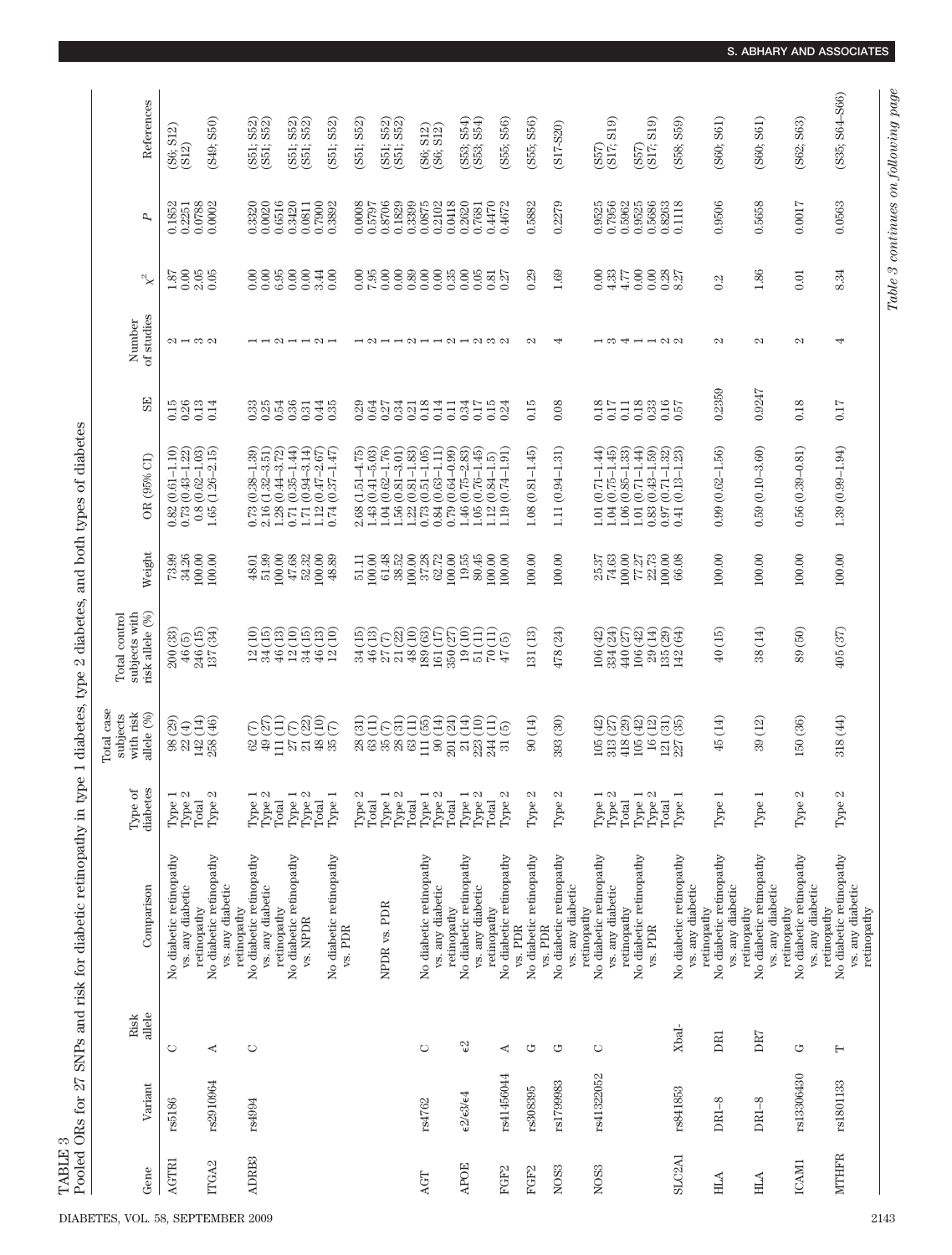TABLE 3

Pooled ORs for 27 SNPs and risk for diabetic retinopathy in type 1 diabetes, type 2 diabetes, and both types of diabetes

| Gene | Variant | Risk allele | Comparison | Type of diabetes | Total case subjects with risk allele (%) | Total control subjects with risk allele (%) | Weight | OR (95% CI) | SE | Number of studies | $\chi^2$ | P | References |
|---|---|---|---|---|---|---|---|---|---|---|---|---|---|
| AGTR1 | rs5186 | C | No diabetic retinopathy vs. any diabetic retinopathy | Type 1 | 98 (29) | 200 (33) | 73.99 | 0.82 (0.61–1.10) | 0.15 | 2 | 1.87 | 0.1852 | (S6; S12) |
| | | | | Type 2 | 22 (4) | 46 (5) | 34.26 | 0.73 (0.43–1.22) | 0.26 | 1 | 0.00 | 0.2251 | (S12) |
| | | | | Total | 142 (14) | 246 (15) | 100.00 | 0.8 (0.62–1.03) | 0.13 | 3 | 2.05 | 0.0788 | |
| ITGA2 | rs2910964 | A | No diabetic retinopathy vs. any diabetic retinopathy | Type 2 | 258 (46) | 137 (34) | 100.00 | 1.65 (1.26–2.15) | 0.14 | 2 | 0.05 | 0.0002 | (S49; S50) |
| ADRB3 | rs4994 | C | No diabetic retinopathy vs. any diabetic retinopathy | Type 1 | 62 (7) | 12 (10) | 48.01 | 0.73 (0.38–1.39) | 0.33 | 1 | 0.00 | 0.3320 | (S51; S52) |
| | | | | Type 2 | 49 (27) | 34 (15) | 51.99 | 2.16 (1.32–3.51) | 0.25 | 1 | 0.00 | 0.0020 | (S51; S52) |
| | | | | Total | 111 (11) | 46 (13) | 100.00 | 1.28 (0.44–3.72) | 0.54 | 2 | 6.95 | 0.6516 | |
| | | | No diabetic retinopathy vs. NPDR | Type 1 | 27 (7) | 12 (10) | 47.68 | 0.71 (0.35–1.44) | 0.36 | 1 | 0.00 | 0.3420 | (S51; S52) |
| | | | | Type 2 | 21 (22) | 34 (15) | 52.32 | 1.71 (0.94–3.14) | 0.31 | 1 | 0.00 | 0.0811 | (S51; S52) |
| | | | | Total | 48 (10) | 46 (13) | 100.00 | 1.12 (0.47–2.67) | 0.44 | 2 | 3.44 | 0.7900 | |
| | | | No diabetic retinopathy vs. PDR | Type 1 | 35 (7) | 12 (10) | 48.89 | 0.74 (0.37–1.47) | 0.35 | 1 | 0.00 | 0.3892 | (S51; S52) |
| | | | | Type 2 | 28 (31) | 34 (15) | 51.11 | 2.68 (1.51–4.75) | 0.29 | 1 | 0.00 | 0.0008 | (S51; S52) |
| | | | | Total | 63 (11) | 46 (13) | 100.00 | 1.43 (0.41–5.03) | 0.64 | 2 | 7.95 | 0.5797 | |
| | | | NPDR vs. PDR | Type 1 | 35 (7) | 27 (7) | 61.48 | 1.04 (0.62–1.76) | 0.27 | 1 | 0.00 | 0.8706 | (S51; S52) |
| | | | | Type 2 | 28 (31) | 21 (22) | 38.52 | 1.56 (0.81–3.01) | 0.34 | 1 | 0.00 | 0.1829 | (S51; S52) |
| | | | | Total | 63 (11) | 48 (10) | 100.00 | 1.22 (0.81–1.83) | 0.21 | 2 | 0.89 | 0.3399 | |
| AGT | rs4762 | C | No diabetic retinopathy vs. any diabetic retinopathy | Type 1 | 111 (55) | 189 (63) | 37.28 | 0.73 (0.51–1.05) | 0.18 | 1 | 0.00 | 0.0875 | (S6; S12) |
| | | | | Type 2 | 90 (14) | 161 (17) | 62.72 | 0.84 (0.63–1.11) | 0.14 | 1 | 0.00 | 0.2102 | (S6; S12) |
| | | | | Total | 201 (24) | 350 (27) | 100.00 | 0.79 (0.64–0.99) | 0.11 | 2 | 0.35 | 0.0418 | |
| APOE | ε2/ε3/ε4 | ε2 | No diabetic retinopathy vs. any diabetic retinopathy | Type 1 | 21 (14) | 19 (10) | 19.55 | 1.46 (0.75–2.83) | 0.34 | 1 | 0.00 | 0.2620 | (S53; S54) |
| | | | | Type 2 | 223 (10) | 51 (11) | 80.45 | 1.05 (0.76–1.45) | 0.17 | 2 | 0.05 | 0.7681 | (S53; S54) |
| | | | | Total | 244 (11) | 70 (11) | 100.00 | 1.12 (0.84–1.5) | 0.15 | 3 | 0.81 | 0.4470 | |
| FGF2 | rs41456044 | A | No diabetic retinopathy vs. PDR | Type 2 | 31 (5) | 47 (5) | 100.00 | 1.19 (0.74–1.91) | 0.24 | 2 | 0.27 | 0.4672 | (S55; S56) |
| FGF2 | rs308395 | G | No diabetic retinopathy vs. PDR | Type 2 | 90 (14) | 131 (13) | 100.00 | 1.08 (0.81–1.45) | 0.15 | 2 | 0.29 | 0.5882 | (S55; S56) |
| NOS3 | rs1799983 | G | No diabetic retinopathy vs. any diabetic retinopathy | Type 2 | 393 (30) | 478 (24) | 100.00 | 1.11 (0.94–1.31) | 0.08 | 4 | 1.69 | 0.2279 | (S17–S20) |
| NOS3 | rs41322052 | C | No diabetic retinopathy vs. any diabetic retinopathy | Type 1 | 105 (42) | 106 (42) | 25.37 | 1.01 (0.71–1.44) | 0.18 | 1 | 0.00 | 0.9525 | (S57) |
| | | | | Type 2 | 313 (27) | 334 (24) | 74.63 | 1.04 (0.75–1.45) | 0.17 | 3 | 4.33 | 0.7956 | (S17; S19) |
| | | | | Total | 418 (29) | 440 (27) | 100.00 | 1.06 (0.85–1.33) | 0.11 | 4 | 4.77 | 0.5962 | |
| | | | No diabetic retinopathy vs. PDR | Type 1 | 105 (42) | 106 (42) | 77.27 | 1.01 (0.71–1.44) | 0.18 | 1 | 0.00 | 0.9525 | (S57) |
| | | | | Type 2 | 16 (12) | 29 (14) | 22.73 | 0.83 (0.43–1.59) | 0.33 | 1 | 0.00 | 0.5686 | (S17; S19) |
| | | | | Total | 121 (31) | 135 (29) | 100.00 | 0.97 (0.71–1.32) | 0.16 | 2 | 0.28 | 0.8263 | |
| SLC2A1 | rs841853 | XbaI- | No diabetic retinopathy vs. any diabetic retinopathy | Type 1 | 227 (35) | 142 (64) | 66.08 | 0.41 (0.13–1.23) | 0.57 | 2 | 8.27 | 0.1118 | (S58; S59) |
| HLA | DR1–8 | DR1 | No diabetic retinopathy vs. any diabetic retinopathy | Type 1 | 45 (14) | 40 (15) | 100.00 | 0.99 (0.62–1.56) | 0.2359 | 2 | 0.2 | 0.9506 | (S60; S61) |
| HLA | DR1–8 | DR7 | No diabetic retinopathy vs. any diabetic retinopathy | Type 1 | 39 (12) | 38 (14) | 100.00 | 0.59 (0.10–3.60) | 0.9247 | 2 | 1.86 | 0.5658 | (S60; S61) |
| ICAM1 | rs13306430 | G | No diabetic retinopathy vs. any diabetic retinopathy | Type 2 | 150 (36) | 89 (50) | 100.00 | 0.56 (0.39–0.81) | 0.18 | 2 | 0.01 | 0.0017 | (S62; S63) |
| MTHFR | rs1801133 | T | No diabetic retinopathy vs. any diabetic retinopathy | Type 2 | 318 (44) | 405 (37) | 100.00 | 1.39 (0.99–1.94) | 0.17 | 4 | 8.34 | 0.0563 | (S35; S64–S66) |

*Table 3 continues on following page*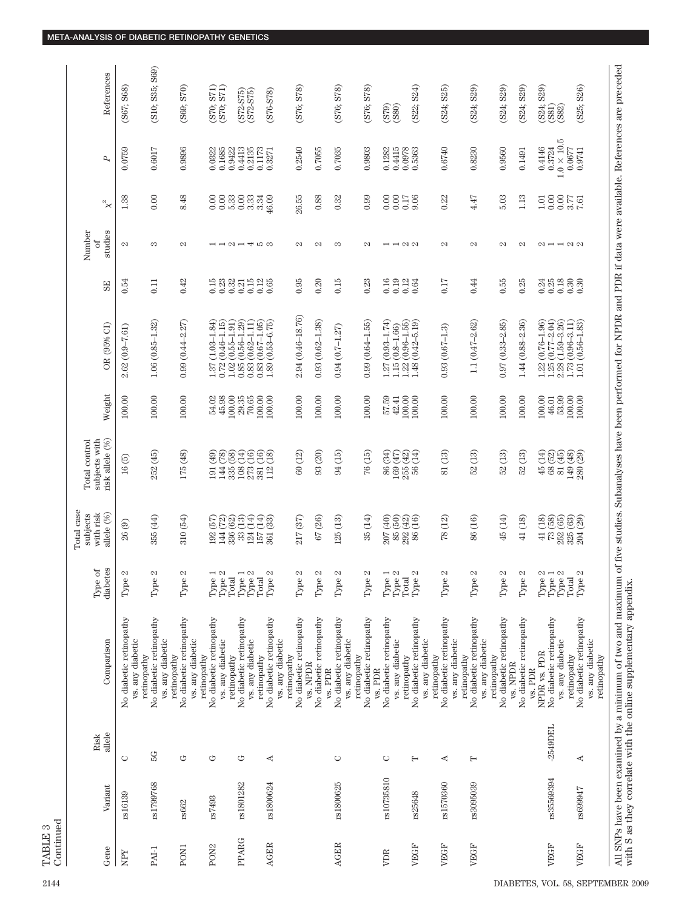TABLE 3
Continued

| Gene | Variant | Risk allele | Comparison | Type of diabetes | Total case subjects with risk allele (%) | Total control subjects with risk allele (%) | Weight | OR (95% CI) | SE | Number of studies | $\chi^2$ | P | References |
|---|---|---|---|---|---|---|---|---|---|---|---|---|---|
| NPY | rs16139 | C | No diabetic retinopathy vs. any diabetic retinopathy | Type 2 | 26 (9) | 16 (5) | 100.00 | 2.62 (0.9–7.61) | 0.54 | 2 | 1.38 | 0.0759 | (S67; S68) |
| PAI-1 | rs1799768 | 5G | No diabetic retinopathy vs. any diabetic retinopathy | Type 2 | 355 (44) | 252 (45) | 100.00 | 1.06 (0.85–1.32) | 0.11 | 3 | 0.00 | 0.6017 | (S10; S35; S69) |
| PON1 | rs662 | G | No diabetic retinopathy vs. any diabetic retinopathy | Type 2 | 310 (54) | 175 (48) | 100.00 | 0.99 (0.44–2.27) | 0.42 | 2 | 8.48 | 0.9896 | (S69; S70) |
| PON2 | rs7493 | G | No diabetic retinopathy vs. any diabetic retinopathy | Type 1 | 192 (57) | 191 (49) | 54.02 | 1.37 (1.03–1.84) | 0.15 | 1 | 0.00 | 0.0322 | (S70; S71) |
| | | | | Type 2 | 144 (72) | 144 (78) | 45.98 | 0.72 (0.46–1.15) | 0.23 | 1 | 0.00 | 0.1685 | (S70; S71) |
| | | | | Total | 336 (62) | 335 (58) | 100.00 | 1.02 (0.55–1.91) | 0.32 | 2 | 5.33 | 0.9422 | |
| PPARG | rs1801282 | G | No diabetic retinopathy vs. any diabetic retinopathy | Type 1 | 33 (13) | 108 (14) | 29.35 | 0.85 (0.56–1.29) | 0.21 | 1 | 0.00 | 0.4413 | (S72-S75) |
| | | | | Type 2 | 124 (14) | 273 (16) | 70.65 | 0.83 (0.62–1.11) | 0.15 | 4 | 3.33 | 0.2135 | (S72-S75) |
| | | | | Total | 157 (14) | 381 (16) | 100.00 | 0.83 (0.67–1.05) | 0.12 | 5 | 3.34 | 0.1173 | |
| AGER | rs1800624 | A | No diabetic retinopathy vs. any diabetic retinopathy | Type 2 | 361 (33) | 112 (18) | 100.00 | 1.89 (0.53–6.75) | 0.65 | 3 | 46.09 | 0.3271 | (S76-S78) |
| | | | No diabetic retinopathy vs. NPDR | Type 2 | 217 (37) | 60 (12) | 100.00 | 2.94 (0.46–18.76) | 0.95 | 2 | 26.55 | 0.2540 | (S76; S78) |
| | | | No diabetic retinopathy vs. PDR | Type 2 | 67 (26) | 93 (20) | 100.00 | 0.93 (0.62–1.38) | 0.20 | 2 | 0.88 | 0.7055 | |
| AGER | rs1800625 | C | No diabetic retinopathy vs. any diabetic retinopathy | Type 2 | 125 (13) | 94 (15) | 100.00 | 0.94 (0.7–1.27) | 0.15 | 3 | 0.32 | 0.7035 | (S76; S78) |
| | | | No diabetic retinopathy vs. PDR | Type 2 | 35 (14) | 76 (15) | 100.00 | 0.99 (0.64–1.55) | 0.23 | 2 | 0.99 | 0.9803 | (S76; S78) |
| VDR | rs10735810 | C | No diabetic retinopathy vs. any diabetic retinopathy | Type 1 | 207 (40) | 86 (34) | 57.59 | 1.27 (0.93–1.74) | 0.16 | 1 | 0.00 | 0.1282 | (S79) |
| | | | | Type 2 | 85 (50) | 169 (47) | 42.41 | 1.15 (0.8–1.66) | 0.19 | 1 | 0.00 | 0.4415 | (S80) |
| | | | | Total | 292 (42) | 255 (42) | 100.00 | 1.22 (0.96–1.55) | 0.12 | 2 | 0.17 | 0.0978 | |
| VEGF | rs25648 | T | No diabetic retinopathy vs. any diabetic retinopathy | Type 2 | 86 (16) | 56 (14) | 100.00 | 1.48 (0.42–5.19) | 0.64 | 2 | 9.06 | 0.5363 | (S22; S24) |
| VEGF | rs1570360 | A | No diabetic retinopathy vs. any diabetic retinopathy | Type 2 | 78 (12) | 81 (13) | 100.00 | 0.93 (0.67–1.3) | 0.17 | 2 | 0.22 | 0.6740 | (S24; S25) |
| VEGF | rs3095039 | T | No diabetic retinopathy vs. any diabetic retinopathy | Type 2 | 86 (16) | 52 (13) | 100.00 | 1.1 (0.47–2.62) | 0.44 | 2 | 4.47 | 0.8230 | (S24; S29) |
| | | | No diabetic retinopathy vs. NPDR | Type 2 | 45 (14) | 52 (13) | 100.00 | 0.97 (0.33–2.85) | 0.55 | 2 | 5.03 | 0.9560 | (S24; S29) |
| | | | No diabetic retinopathy vs. PDR | Type 2 | 41 (18) | 52 (13) | 100.00 | 1.44 (0.88–2.36) | 0.25 | 2 | 1.13 | 0.1491 | (S24; S29) |
| VEGF | rs35569394 | -2549DEL | NPDR vs. PDR | Type 2 | 41 (18) | 45 (14) | 100.00 | 1.22 (0.76–1.96) | 0.24 | 2 | 1.01 | 0.4146 | (S24; S29) |
| | | | No diabetic retinopathy vs. any diabetic retinopathy | Type 1 | 73 (58) | 68 (52) | 46.01 | 1.25 (0.77–2.04) | 0.25 | 1 | 0.00 | 0.3724 | (S81) |
| | | | | Type 2 | 252 (65) | 81 (45) | 53.99 | 2.28 (1.59–3.26) | 0.18 | 1 | 0.00 | $1.0 \times 10^{-5}$ | (S82) |
| | | | | Total | 325 (63) | 149 (48) | 100.00 | 1.73 (0.96–3.11) | 0.30 | 2 | 3.77 | 0.0677 | |
| VEGF | rs699947 | A | No diabetic retinopathy vs. any diabetic retinopathy | Type 2 | 204 (29) | 280 (29) | 100.00 | 1.01 (0.56–1.83) | 0.30 | 2 | 7.61 | 0.9741 | (S25; S26) |

All SNPs have been examined by a minimum of two and maximum of five studies. Subanalyses have been performed for NPDR and PDR if data were available. References are preceded with S as they correlate with the online supplementary appendix.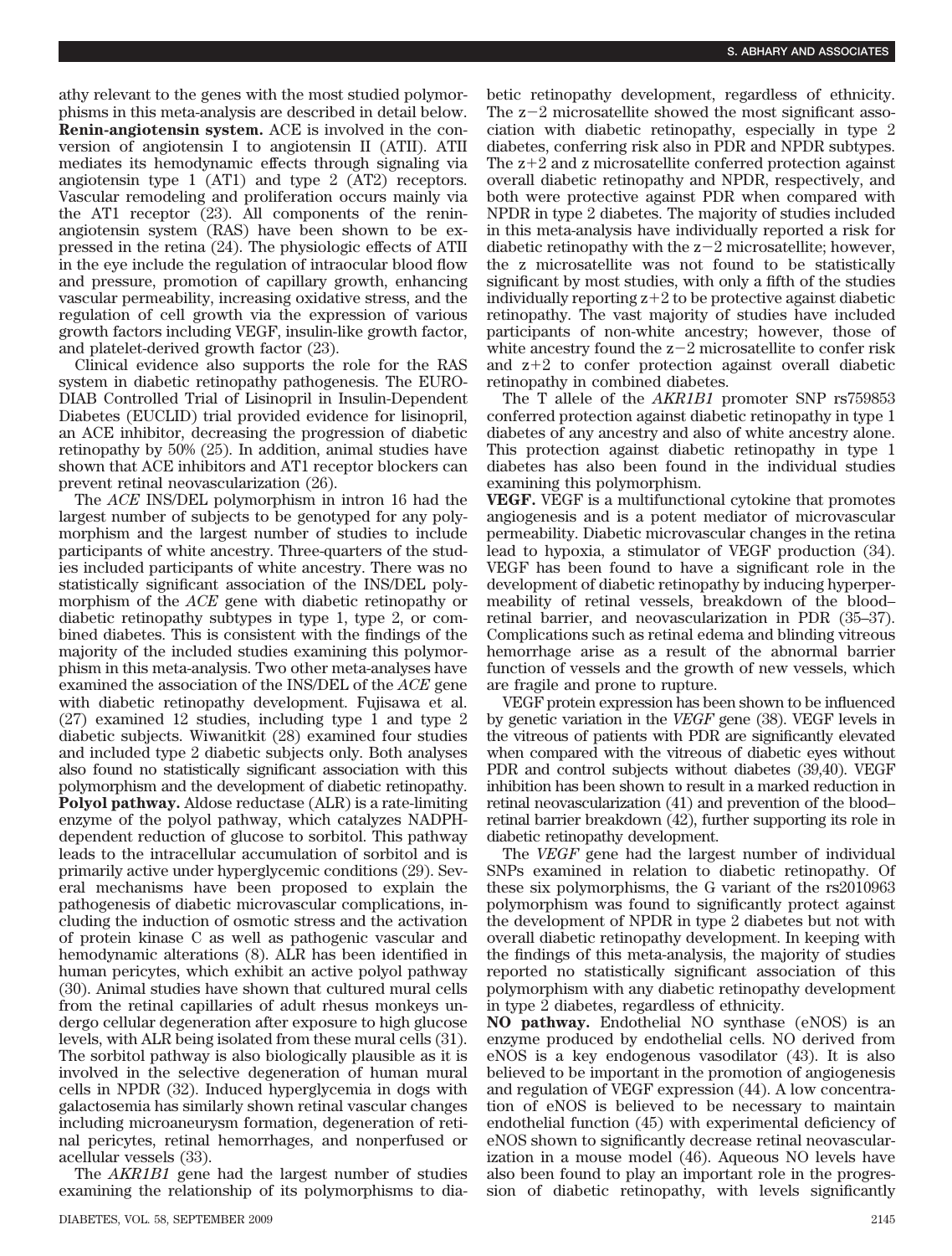athy relevant to the genes with the most studied polymorphisms in this meta-analysis are described in detail below.

**Renin-angiotensin system.** ACE is involved in the conversion of angiotensin I to angiotensin II (ATII). ATII mediates its hemodynamic effects through signaling via angiotensin type 1 (AT1) and type 2 (AT2) receptors. Vascular remodeling and proliferation occurs mainly via the AT1 receptor (23). All components of the renin-angiotensin system (RAS) have been shown to be expressed in the retina (24). The physiologic effects of ATII in the eye include the regulation of intraocular blood flow and pressure, promotion of capillary growth, enhancing vascular permeability, increasing oxidative stress, and the regulation of cell growth via the expression of various growth factors including VEGF, insulin-like growth factor, and platelet-derived growth factor (23).

Clinical evidence also supports the role for the RAS system in diabetic retinopathy pathogenesis. The EURO-DIAB Controlled Trial of Lisinopril in Insulin-Dependent Diabetes (EUCLID) trial provided evidence for lisinopril, an ACE inhibitor, decreasing the progression of diabetic retinopathy by 50% (25). In addition, animal studies have shown that ACE inhibitors and AT1 receptor blockers can prevent retinal neovascularization (26).

The *ACE* INS/DEL polymorphism in intron 16 had the largest number of subjects to be genotyped for any polymorphism and the largest number of studies to include participants of white ancestry. Three-quarters of the studies included participants of white ancestry. There was no statistically significant association of the INS/DEL polymorphism of the *ACE* gene with diabetic retinopathy or diabetic retinopathy subtypes in type 1, type 2, or combined diabetes. This is consistent with the findings of the majority of the included studies examining this polymorphism in this meta-analysis. Two other meta-analyses have examined the association of the INS/DEL of the *ACE* gene with diabetic retinopathy development. Fujisawa et al. (27) examined 12 studies, including type 1 and type 2 diabetic subjects. Wiwanitkit (28) examined four studies and included type 2 diabetic subjects only. Both analyses also found no statistically significant association with this polymorphism and the development of diabetic retinopathy.

**Polyol pathway.** Aldose reductase (ALR) is a rate-limiting enzyme of the polyol pathway, which catalyzes NADPH-dependent reduction of glucose to sorbitol. This pathway leads to the intracellular accumulation of sorbitol and is primarily active under hyperglycemic conditions (29). Several mechanisms have been proposed to explain the pathogenesis of diabetic microvascular complications, including the induction of osmotic stress and the activation of protein kinase C as well as pathogenic vascular and hemodynamic alterations (8). ALR has been identified in human pericytes, which exhibit an active polyol pathway (30). Animal studies have shown that cultured mural cells from the retinal capillaries of adult rhesus monkeys undergo cellular degeneration after exposure to high glucose levels, with ALR being isolated from these mural cells (31). The sorbitol pathway is also biologically plausible as it is involved in the selective degeneration of human mural cells in NPDR (32). Induced hyperglycemia in dogs with galactosemia has similarly shown retinal vascular changes including microaneurysm formation, degeneration of retinal pericytes, retinal hemorrhages, and nonperfused or acellular vessels (33).

The *AKR1B1* gene had the largest number of studies examining the relationship of its polymorphisms to diabetic retinopathy development, regardless of ethnicity. The $z-2$ microsatellite showed the most significant association with diabetic retinopathy, especially in type 2 diabetes, conferring risk also in PDR and NPDR subtypes. The $z+2$ and z microsatellite conferred protection against overall diabetic retinopathy and NPDR, respectively, and both were protective against PDR when compared with NPDR in type 2 diabetes. The majority of studies included in this meta-analysis have individually reported a risk for diabetic retinopathy with the $z-2$ microsatellite; however, the z microsatellite was not found to be statistically significant by most studies, with only a fifth of the studies individually reporting $z+2$ to be protective against diabetic retinopathy. The vast majority of studies have included participants of non-white ancestry; however, those of white ancestry found the $z-2$ microsatellite to confer risk and $z+2$ to confer protection against overall diabetic retinopathy in combined diabetes.

The T allele of the *AKR1B1* promoter SNP rs759853 conferred protection against diabetic retinopathy in type 1 diabetes of any ancestry and also of white ancestry alone. This protection against diabetic retinopathy in type 1 diabetes has also been found in the individual studies examining this polymorphism.

**VEGF.** VEGF is a multifunctional cytokine that promotes angiogenesis and is a potent mediator of microvascular permeability. Diabetic microvascular changes in the retina lead to hypoxia, a stimulator of VEGF production (34). VEGF has been found to have a significant role in the development of diabetic retinopathy by inducing hyperpermeability of retinal vessels, breakdown of the blood–retinal barrier, and neovascularization in PDR (35–37). Complications such as retinal edema and blinding vitreous hemorrhage arise as a result of the abnormal barrier function of vessels and the growth of new vessels, which are fragile and prone to rupture.

VEGF protein expression has been shown to be influenced by genetic variation in the *VEGF* gene (38). VEGF levels in the vitreous of patients with PDR are significantly elevated when compared with the vitreous of diabetic eyes without PDR and control subjects without diabetes (39,40). VEGF inhibition has been shown to result in a marked reduction in retinal neovascularization (41) and prevention of the blood–retinal barrier breakdown (42), further supporting its role in diabetic retinopathy development.

The *VEGF* gene had the largest number of individual SNPs examined in relation to diabetic retinopathy. Of these six polymorphisms, the G variant of the rs2010963 polymorphism was found to significantly protect against the development of NPDR in type 2 diabetes but not with overall diabetic retinopathy development. In keeping with the findings of this meta-analysis, the majority of studies reported no statistically significant association of this polymorphism with any diabetic retinopathy development in type 2 diabetes, regardless of ethnicity.

**NO pathway.** Endothelial NO synthase (eNOS) is an enzyme produced by endothelial cells. NO derived from eNOS is a key endogenous vasodilator (43). It is also believed to be important in the promotion of angiogenesis and regulation of VEGF expression (44). A low concentration of eNOS is believed to be necessary to maintain endothelial function (45) with experimental deficiency of eNOS shown to significantly decrease retinal neovascularization in a mouse model (46). Aqueous NO levels have also been found to play an important role in the progression of diabetic retinopathy, with levels significantly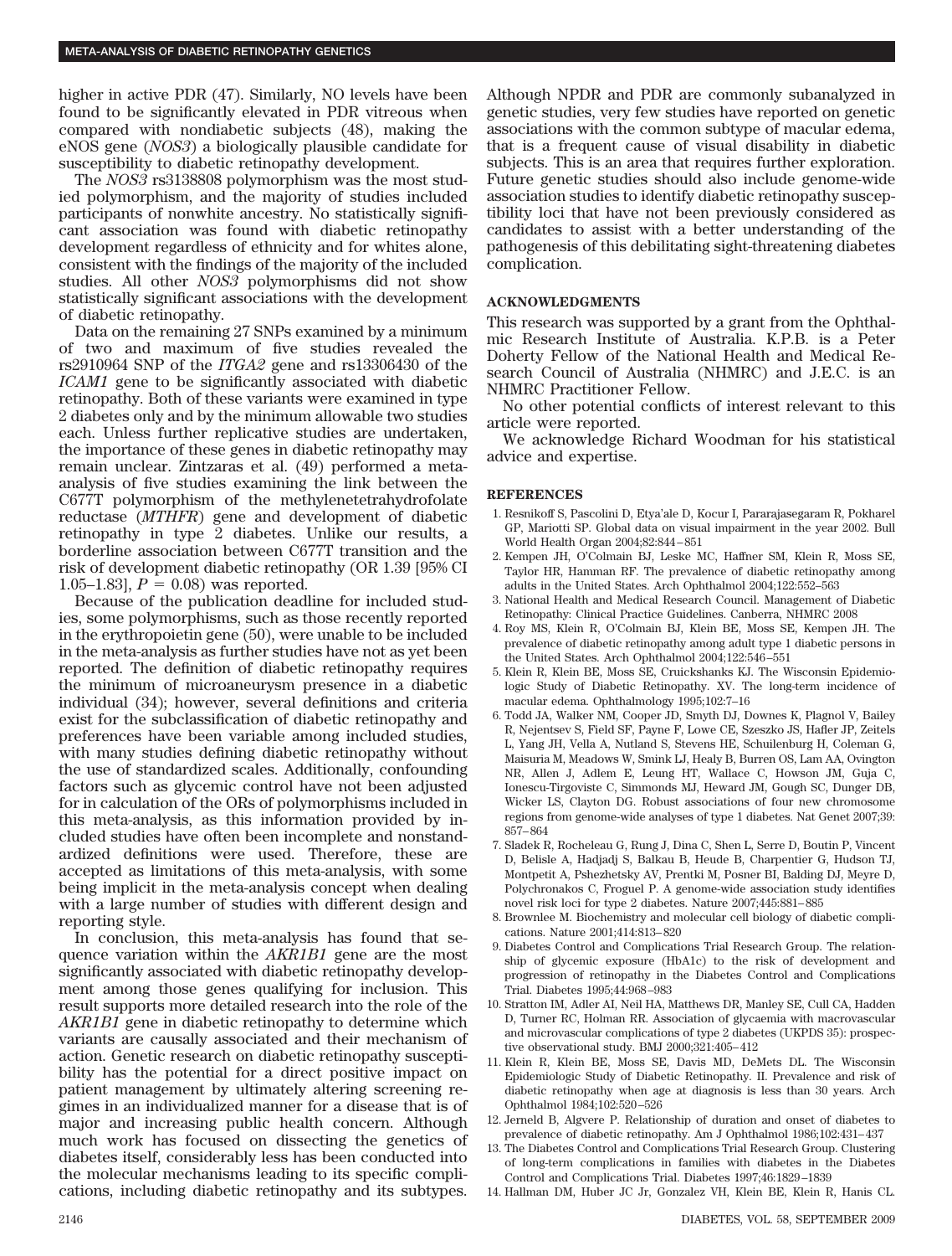higher in active PDR (47). Similarly, NO levels have been found to be significantly elevated in PDR vitreous when compared with nondiabetic subjects (48), making the eNOS gene (*NOS3*) a biologically plausible candidate for susceptibility to diabetic retinopathy development.

The *NOS3* rs3138808 polymorphism was the most studied polymorphism, and the majority of studies included participants of nonwhite ancestry. No statistically significant association was found with diabetic retinopathy development regardless of ethnicity and for whites alone, consistent with the findings of the majority of the included studies. All other *NOS3* polymorphisms did not show statistically significant associations with the development of diabetic retinopathy.

Data on the remaining 27 SNPs examined by a minimum of two and maximum of five studies revealed the rs2910964 SNP of the *ITGA2* gene and rs13306430 of the *ICAM1* gene to be significantly associated with diabetic retinopathy. Both of these variants were examined in type 2 diabetes only and by the minimum allowable two studies each. Unless further replicative studies are undertaken, the importance of these genes in diabetic retinopathy may remain unclear. Zintzaras et al. (49) performed a meta-analysis of five studies examining the link between the C677T polymorphism of the methylenetetrahydrofolate reductase (*MTHFR*) gene and development of diabetic retinopathy in type 2 diabetes. Unlike our results, a borderline association between C677T transition and the risk of development diabetic retinopathy (OR 1.39 [95% CI 1.05–1.83], $P = 0.08$) was reported.

Because of the publication deadline for included studies, some polymorphisms, such as those recently reported in the erythropoietin gene (50), were unable to be included in the meta-analysis as further studies have not as yet been reported. The definition of diabetic retinopathy requires the minimum of microaneurysm presence in a diabetic individual (34); however, several definitions and criteria exist for the subclassification of diabetic retinopathy and preferences have been variable among included studies, with many studies defining diabetic retinopathy without the use of standardized scales. Additionally, confounding factors such as glycemic control have not been adjusted for in calculation of the ORs of polymorphisms included in this meta-analysis, as this information provided by included studies have often been incomplete and nonstandardized definitions were used. Therefore, these are accepted as limitations of this meta-analysis, with some being implicit in the meta-analysis concept when dealing with a large number of studies with different design and reporting style.

In conclusion, this meta-analysis has found that sequence variation within the *AKR1B1* gene are the most significantly associated with diabetic retinopathy development among those genes qualifying for inclusion. This result supports more detailed research into the role of the *AKR1B1* gene in diabetic retinopathy to determine which variants are causally associated and their mechanism of action. Genetic research on diabetic retinopathy susceptibility has the potential for a direct positive impact on patient management by ultimately altering screening regimes in an individualized manner for a disease that is of major and increasing public health concern. Although much work has focused on dissecting the genetics of diabetes itself, considerably less has been conducted into the molecular mechanisms leading to its specific complications, including diabetic retinopathy and its subtypes. Although NPDR and PDR are commonly subanalyzed in genetic studies, very few studies have reported on genetic associations with the common subtype of macular edema, that is a frequent cause of visual disability in diabetic subjects. This is an area that requires further exploration. Future genetic studies should also include genome-wide association studies to identify diabetic retinopathy susceptibility loci that have not been previously considered as candidates to assist with a better understanding of the pathogenesis of this debilitating sight-threatening diabetes complication.

## ACKNOWLEDGMENTS

This research was supported by a grant from the Ophthalmic Research Institute of Australia. K.P.B. is a Peter Doherty Fellow of the National Health and Medical Research Council of Australia (NHMRC) and J.E.C. is an NHMRC Practitioner Fellow.

No other potential conflicts of interest relevant to this article were reported.

We acknowledge Richard Woodman for his statistical advice and expertise.

## REFERENCES

1. Resnikoff S, Pascolini D, Etya'ale D, Kocur I, Pararajasegaram R, Pokharel GP, Mariotti SP. Global data on visual impairment in the year 2002. Bull World Health Organ 2004;82:844–851
2. Kempen JH, O'Colmain BJ, Leske MC, Haffner SM, Klein R, Moss SE, Taylor HR, Hamman RF. The prevalence of diabetic retinopathy among adults in the United States. Arch Ophthalmol 2004;122:552–563
3. National Health and Medical Research Council. Management of Diabetic Retinopathy: Clinical Practice Guidelines. Canberra, NHMRC 2008
4. Roy MS, Klein R, O'Colmain BJ, Klein BE, Moss SE, Kempen JH. The prevalence of diabetic retinopathy among adult type 1 diabetic persons in the United States. Arch Ophthalmol 2004;122:546–551
5. Klein R, Klein BE, Moss SE, Cruickshanks KJ. The Wisconsin Epidemiologic Study of Diabetic Retinopathy. XV. The long-term incidence of macular edema. Ophthalmology 1995;102:7–16
6. Todd JA, Walker NM, Cooper JD, Smyth DJ, Downes K, Plagnol V, Bailey R, Nejentsev S, Field SF, Payne F, Lowe CE, Szeszko JS, Hafler JP, Zeitels L, Yang JH, Vella A, Nutland S, Stevens HE, Schuilenburg H, Coleman G, Maisuria M, Meadows W, Smink LJ, Healy B, Burren OS, Lam AA, Ovington NR, Allen J, Adlem E, Leung HT, Wallace C, Howson JM, Guja C, Ionescu-Tirgoviste C, Simmonds MJ, Heward JM, Gough SC, Dunger DB, Wicker LS, Clayton DG. Robust associations of four new chromosome regions from genome-wide analyses of type 1 diabetes. Nat Genet 2007;39:857–864
7. Sladek R, Rocheleau G, Rung J, Dina C, Shen L, Serre D, Boutin P, Vincent D, Belisle A, Hadjadj S, Balkau B, Heude B, Charpentier G, Hudson TJ, Montpetit A, Pshezhetsky AV, Prentki M, Posner BI, Balding DJ, Meyre D, Polychronakos C, Froguel P. A genome-wide association study identifies novel risk loci for type 2 diabetes. Nature 2007;445:881–885
8. Brownlee M. Biochemistry and molecular cell biology of diabetic complications. Nature 2001;414:813–820
9. Diabetes Control and Complications Trial Research Group. The relationship of glycemic exposure (HbA1c) to the risk of development and progression of retinopathy in the Diabetes Control and Complications Trial. Diabetes 1995;44:968–983
10. Stratton IM, Adler AI, Neil HA, Matthews DR, Manley SE, Cull CA, Hadden D, Turner RC, Holman RR. Association of glycaemia with macrovascular and microvascular complications of type 2 diabetes (UKPDS 35): prospective observational study. BMJ 2000;321:405–412
11. Klein R, Klein BE, Moss SE, Davis MD, DeMets DL. The Wisconsin Epidemiologic Study of Diabetic Retinopathy. II. Prevalence and risk of diabetic retinopathy when age at diagnosis is less than 30 years. Arch Ophthalmol 1984;102:520–526
12. Jerneld B, Algvere P. Relationship of duration and onset of diabetes to prevalence of diabetic retinopathy. Am J Ophthalmol 1986;102:431–437
13. The Diabetes Control and Complications Trial Research Group. Clustering of long-term complications in families with diabetes in the Diabetes Control and Complications Trial. Diabetes 1997;46:1829–1839
14. Hallman DM, Huber JC Jr, Gonzalez VH, Klein BE, Klein R, Hanis CL.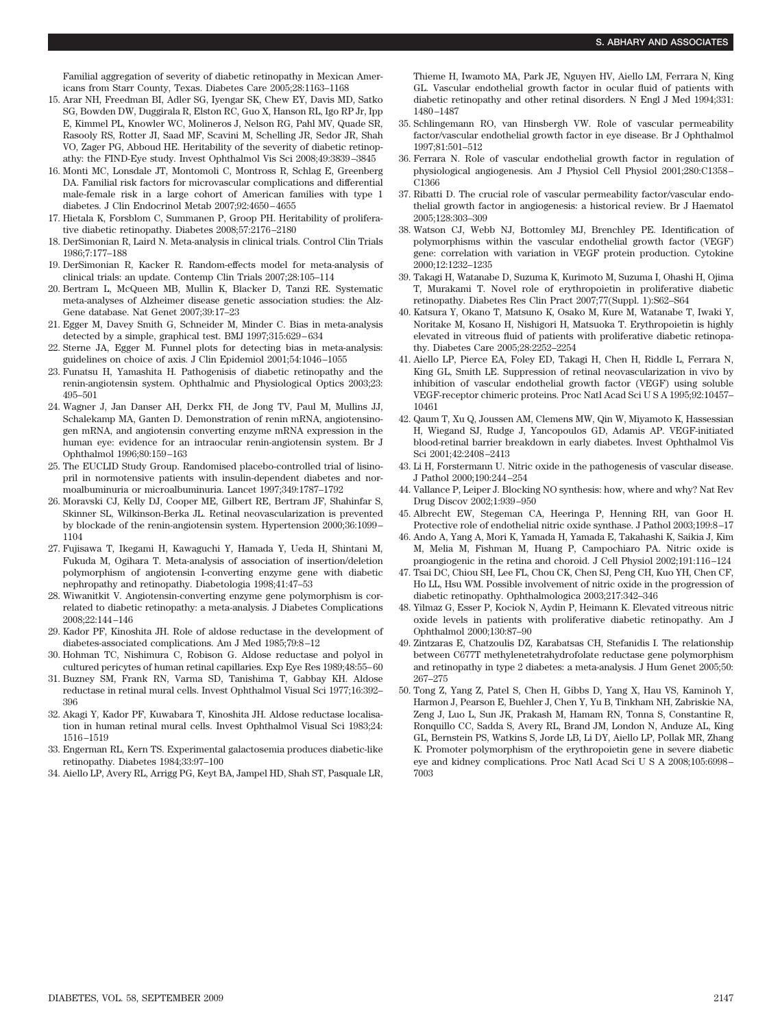Familial aggregation of severity of diabetic retinopathy in Mexican Americans from Starr County, Texas. Diabetes Care 2005;28:1163–1168

15. Arar NH, Freedman BI, Adler SG, Iyengar SK, Chew EY, Davis MD, Satko SG, Bowden DW, Duggirala R, Elston RC, Guo X, Hanson RL, Igo RP Jr, Ipp E, Kimmel PL, Knowler WC, Molineros J, Nelson RG, Pahl MV, Quade SR, Rasooly RS, Rotter JI, Saad MF, Scavini M, Schelling JR, Sedor JR, Shah VO, Zager PG, Abboud HE. Heritability of the severity of diabetic retinopathy: the FIND-Eye study. Invest Ophthalmol Vis Sci 2008;49:3839–3845
16. Monti MC, Lonsdale JT, Montomoli C, Montross R, Schlag E, Greenberg DA. Familial risk factors for microvascular complications and differential male-female risk in a large cohort of American families with type 1 diabetes. J Clin Endocrinol Metab 2007;92:4650–4655
17. Hietala K, Forsblom C, Summanen P, Groop PH. Heritability of proliferative diabetic retinopathy. Diabetes 2008;57:2176–2180
18. DerSimonian R, Laird N. Meta-analysis in clinical trials. Control Clin Trials 1986;7:177–188
19. DerSimonian R, Kacker R. Random-effects model for meta-analysis of clinical trials: an update. Contemp Clin Trials 2007;28:105–114
20. Bertram L, McQueen MB, Mullin K, Blacker D, Tanzi RE. Systematic meta-analyses of Alzheimer disease genetic association studies: the AlzGene database. Nat Genet 2007;39:17–23
21. Egger M, Davey Smith G, Schneider M, Minder C. Bias in meta-analysis detected by a simple, graphical test. BMJ 1997;315:629–634
22. Sterne JA, Egger M. Funnel plots for detecting bias in meta-analysis: guidelines on choice of axis. J Clin Epidemiol 2001;54:1046–1055
23. Funatsu H, Yamashita H. Pathogenisis of diabetic retinopathy and the renin-angiotensin system. Ophthalmic and Physiological Optics 2003;23: 495–501
24. Wagner J, Jan Danser AH, Derkx FH, de Jong TV, Paul M, Mullins JJ, Schalekamp MA, Ganten D. Demonstration of renin mRNA, angiotensinogen mRNA, and angiotensin converting enzyme mRNA expression in the human eye: evidence for an intraocular renin-angiotensin system. Br J Ophthalmol 1996;80:159–163
25. The EUCLID Study Group. Randomised placebo-controlled trial of lisinopril in normotensive patients with insulin-dependent diabetes and normoalbuminuria or microalbuminuria. Lancet 1997;349:1787–1792
26. Moravski CJ, Kelly DJ, Cooper ME, Gilbert RE, Bertram JF, Shahinfar S, Skinner SL, Wilkinson-Berka JL. Retinal neovascularization is prevented by blockade of the renin-angiotensin system. Hypertension 2000;36:1099–1104
27. Fujisawa T, Ikegami H, Kawaguchi Y, Hamada Y, Ueda H, Shintani M, Fukuda M, Ogihara T. Meta-analysis of association of insertion/deletion polymorphism of angiotensin I-converting enzyme gene with diabetic nephropathy and retinopathy. Diabetologia 1998;41:47–53
28. Wiwanitkit V. Angiotensin-converting enzyme gene polymorphism is correlated to diabetic retinopathy: a meta-analysis. J Diabetes Complications 2008;22:144–146
29. Kador PF, Kinoshita JH. Role of aldose reductase in the development of diabetes-associated complications. Am J Med 1985;79:8–12
30. Hohman TC, Nishimura C, Robison G. Aldose reductase and polyol in cultured pericytes of human retinal capillaries. Exp Eye Res 1989;48:55–60
31. Buzney SM, Frank RN, Varma SD, Tanishima T, Gabbay KH. Aldose reductase in retinal mural cells. Invest Ophthalmol Visual Sci 1977;16:392–396
32. Akagi Y, Kador PF, Kuwabara T, Kinoshita JH. Aldose reductase localisation in human retinal mural cells. Invest Ophthalmol Visual Sci 1983;24: 1516–1519
33. Engerman RL, Kern TS. Experimental galactosemia produces diabetic-like retinopathy. Diabetes 1984;33:97–100
34. Aiello LP, Avery RL, Arrigg PG, Keyt BA, Jampel HD, Shah ST, Pasquale LR, Thieme H, Iwamoto MA, Park JE, Nguyen HV, Aiello LM, Ferrara N, King GL. Vascular endothelial growth factor in ocular fluid of patients with diabetic retinopathy and other retinal disorders. N Engl J Med 1994;331: 1480–1487
35. Schlingemann RO, van Hinsbergh VW. Role of vascular permeability factor/vascular endothelial growth factor in eye disease. Br J Ophthalmol 1997;81:501–512
36. Ferrara N. Role of vascular endothelial growth factor in regulation of physiological angiogenesis. Am J Physiol Cell Physiol 2001;280:C1358–C1366
37. Ribatti D. The crucial role of vascular permeability factor/vascular endothelial growth factor in angiogenesis: a historical review. Br J Haematol 2005;128:303–309
38. Watson CJ, Webb NJ, Bottomley MJ, Brenchley PE. Identification of polymorphisms within the vascular endothelial growth factor (VEGF) gene: correlation with variation in VEGF protein production. Cytokine 2000;12:1232–1235
39. Takagi H, Watanabe D, Suzuma K, Kurimoto M, Suzuma I, Ohashi H, Ojima T, Murakami T. Novel role of erythropoietin in proliferative diabetic retinopathy. Diabetes Res Clin Pract 2007;77(Suppl. 1):S62–S64
40. Katsura Y, Okano T, Matsuno K, Osako M, Kure M, Watanabe T, Iwaki Y, Noritake M, Kosano H, Nishigori H, Matsuoka T. Erythropoietin is highly elevated in vitreous fluid of patients with proliferative diabetic retinopathy. Diabetes Care 2005;28:2252–2254
41. Aiello LP, Pierce EA, Foley ED, Takagi H, Chen H, Riddle L, Ferrara N, King GL, Smith LE. Suppression of retinal neovascularization in vivo by inhibition of vascular endothelial growth factor (VEGF) using soluble VEGF-receptor chimeric proteins. Proc Natl Acad Sci U S A 1995;92:10457–10461
42. Qaum T, Xu Q, Joussen AM, Clemens MW, Qin W, Miyamoto K, Hassessian H, Wiegand SJ, Rudge J, Yancopoulos GD, Adamis AP. VEGF-initiated blood-retinal barrier breakdown in early diabetes. Invest Ophthalmol Vis Sci 2001;42:2408–2413
43. Li H, Forstermann U. Nitric oxide in the pathogenesis of vascular disease. J Pathol 2000;190:244–254
44. Vallance P, Leiper J. Blocking NO synthesis: how, where and why? Nat Rev Drug Discov 2002;1:939–950
45. Albrecht EW, Stegeman CA, Heeringa P, Henning RH, van Goor H. Protective role of endothelial nitric oxide synthase. J Pathol 2003;199:8–17
46. Ando A, Yang A, Mori K, Yamada H, Yamada E, Takahashi K, Saikia J, Kim M, Melia M, Fishman M, Huang P, Campochiaro PA. Nitric oxide is proangiogenic in the retina and choroid. J Cell Physiol 2002;191:116–124
47. Tsai DC, Chiou SH, Lee FL, Chou CK, Chen SJ, Peng CH, Kuo YH, Chen CF, Ho LL, Hsu WM. Possible involvement of nitric oxide in the progression of diabetic retinopathy. Ophthalmologica 2003;217:342–346
48. Yilmaz G, Esser P, Kociok N, Aydin P, Heimann K. Elevated vitreous nitric oxide levels in patients with proliferative diabetic retinopathy. Am J Ophthalmol 2000;130:87–90
49. Zintzaras E, Chatzoulis DZ, Karabatsas CH, Stefanidis I. The relationship between C677T methylenetetrahydrofolate reductase gene polymorphism and retinopathy in type 2 diabetes: a meta-analysis. J Hum Genet 2005;50: 267–275
50. Tong Z, Yang Z, Patel S, Chen H, Gibbs D, Yang X, Hau VS, Kaminoh Y, Harmon J, Pearson E, Buehler J, Chen Y, Yu B, Tinkham NH, Zabriskie NA, Zeng J, Luo L, Sun JK, Prakash M, Hamam RN, Tonna S, Constantine R, Ronquillo CC, Sadda S, Avery RL, Brand JM, London N, Anduze AL, King GL, Bernstein PS, Watkins S, Jorde LB, Li DY, Aiello LP, Pollak MR, Zhang K. Promoter polymorphism of the erythropoietin gene in severe diabetic eye and kidney complications. Proc Natl Acad Sci U S A 2008;105:6998–7003